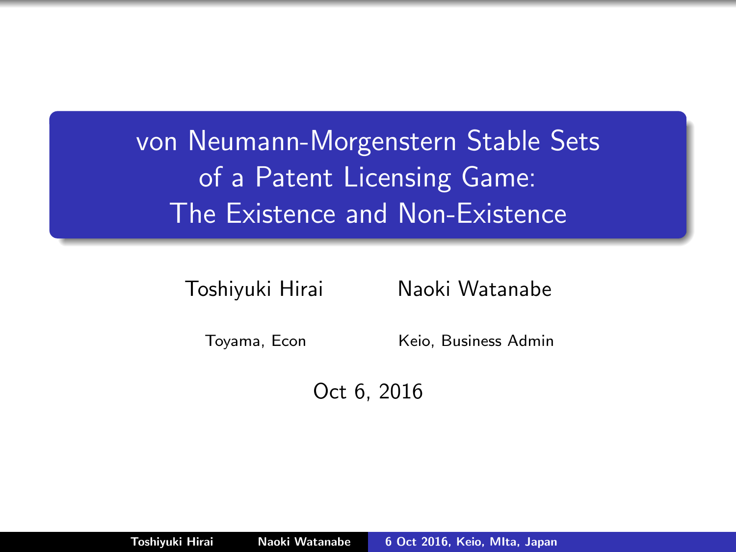# von Neumann-Morgenstern Stable Sets of a Patent Licensing Game: The Existence and Non-Existence

Toshiyuki Hirai — Toyama, Econ

Naoki Watanabe — Keio, Business Admin

Oct 6, 2016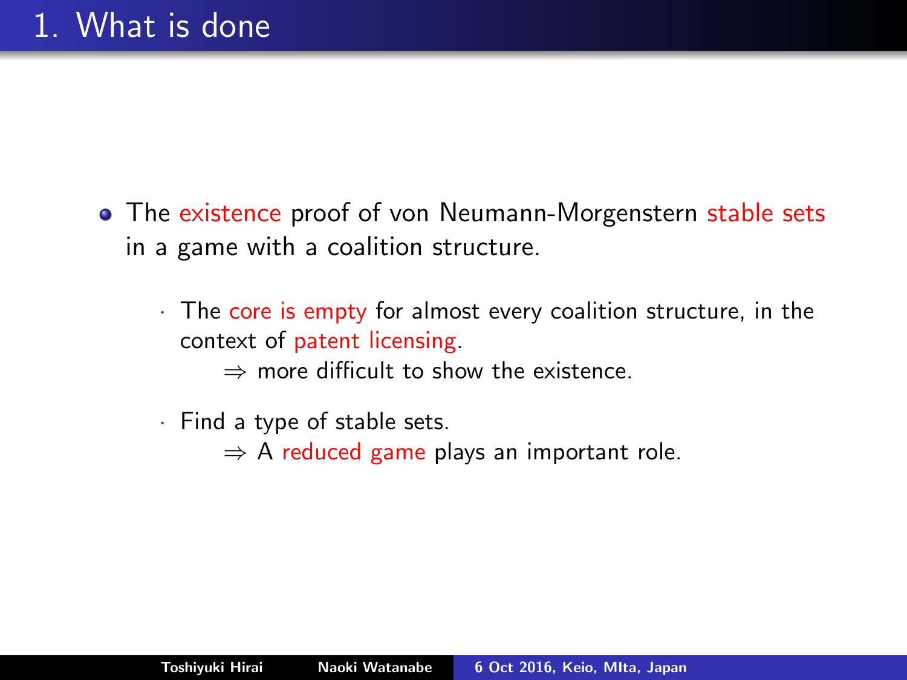# 1. What is done

- The existence proof of von Neumann-Morgenstern stable sets in a game with a coalition structure.
  - The core is empty for almost every coalition structure, in the context of patent licensing.
    
    $\Rightarrow$ more difficult to show the existence.
  - Find a type of stable sets.
    
    $\Rightarrow$ A reduced game plays an important role.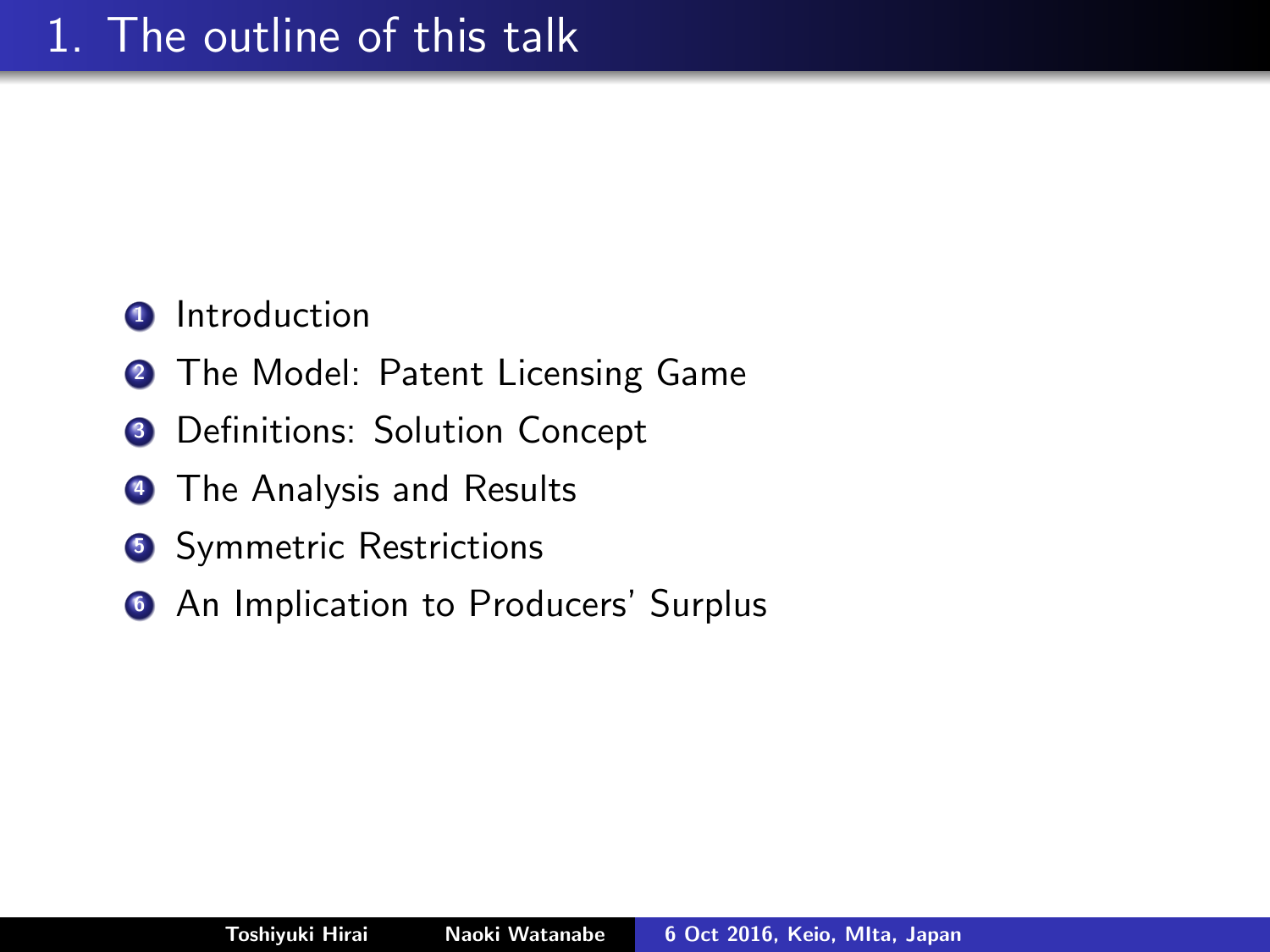# 1. The outline of this talk

1. Introduction
2. The Model: Patent Licensing Game
3. Definitions: Solution Concept
4. The Analysis and Results
5. Symmetric Restrictions
6. An Implication to Producers' Surplus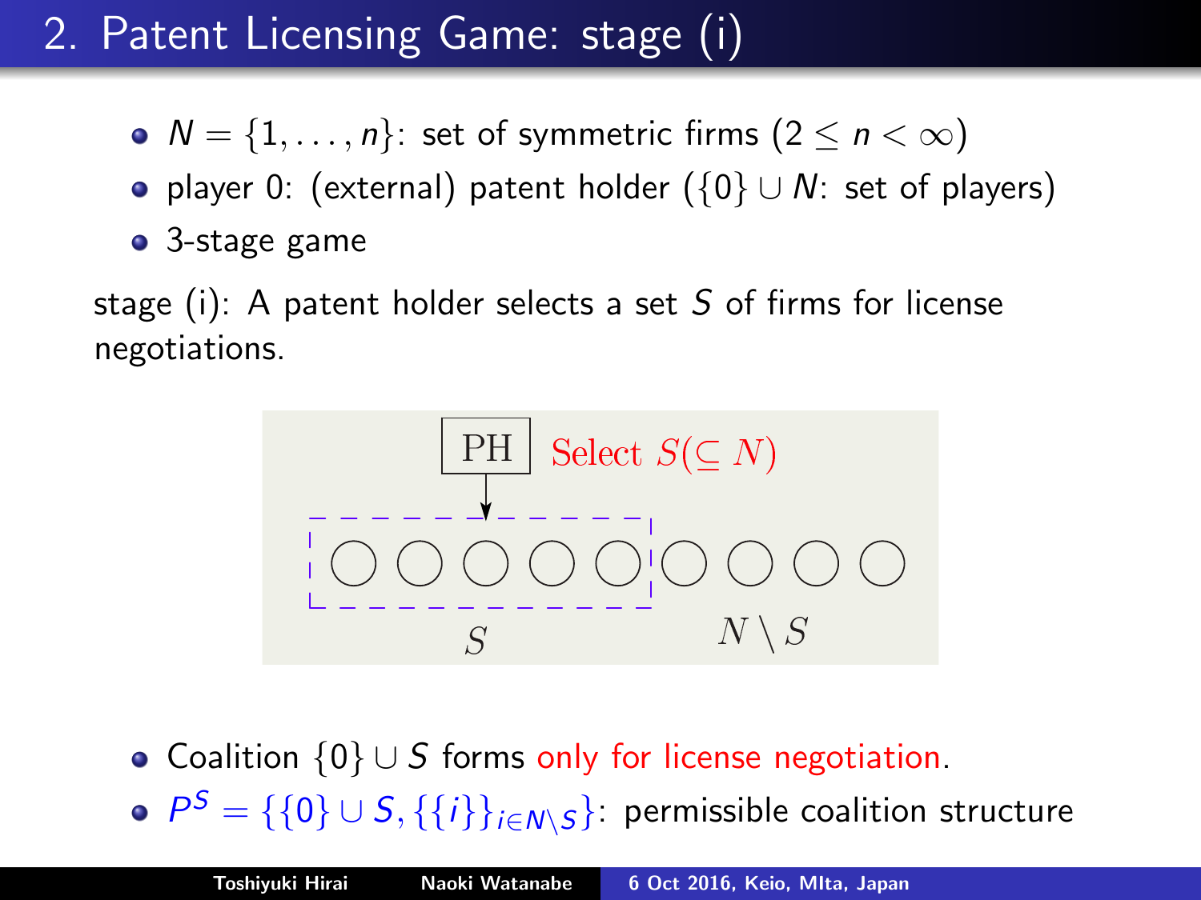# 2. Patent Licensing Game: stage (i)

- $N = \{1, \ldots, n\}$: set of symmetric firms ($2 \leq n < \infty$)
- player 0: (external) patent holder ($\{0\} \cup N$: set of players)
- 3-stage game

stage (i): A patent holder selects a set $S$ of firms for license negotiations.

PH — Select $S (\subseteq N)$

$S$ $\quad$ $N \setminus S$

- Coalition $\{0\} \cup S$ forms only for license negotiation.
- $P^S = \{\{0\} \cup S, \{\{i\}\}_{i \in N \setminus S}\}$: permissible coalition structure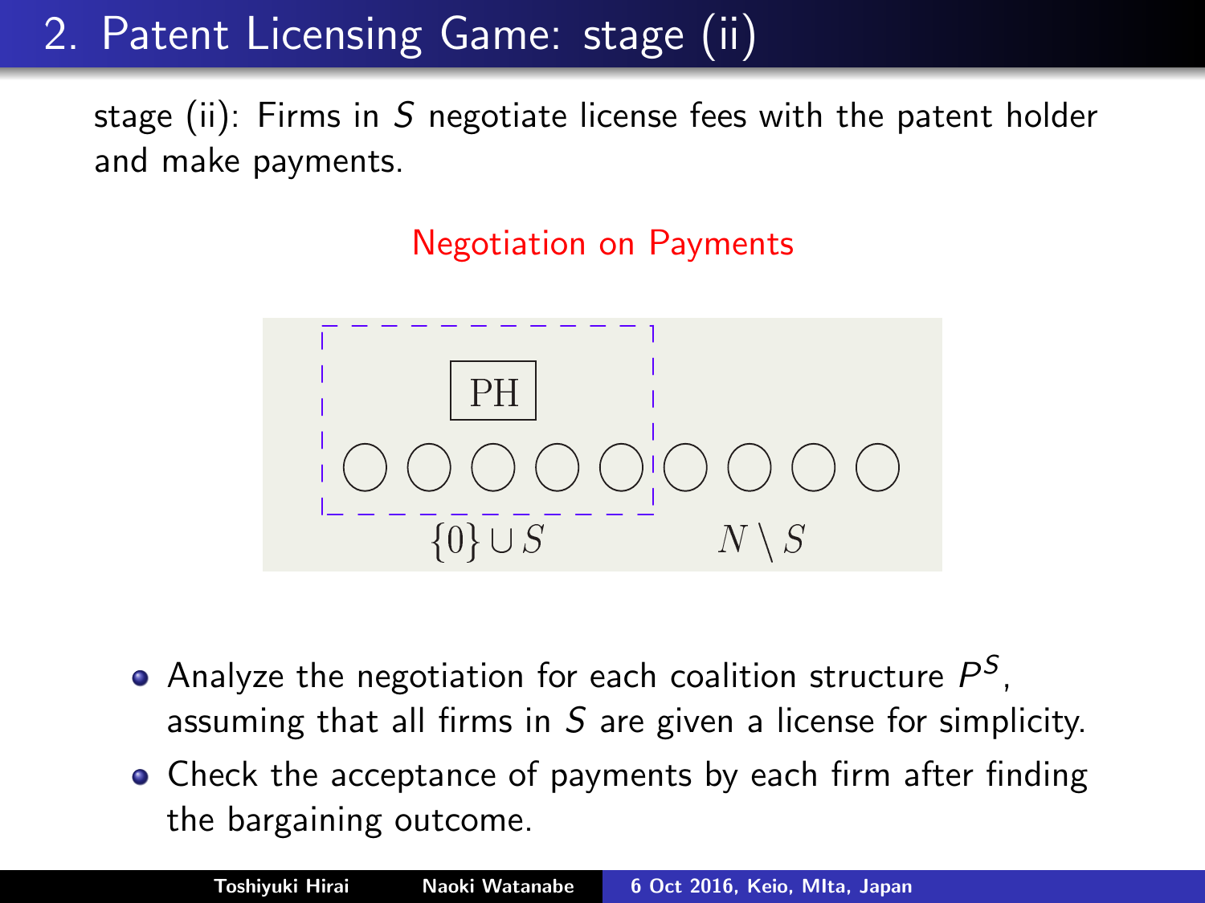# 2. Patent Licensing Game: stage (ii)

stage (ii): Firms in $S$ negotiate license fees with the patent holder and make payments.

Negotiation on Payments

PH

$\{0\} \cup S$ $N \setminus S$

- Analyze the negotiation for each coalition structure $P^S$, assuming that all firms in $S$ are given a license for simplicity.
- Check the acceptance of payments by each firm after finding the bargaining outcome.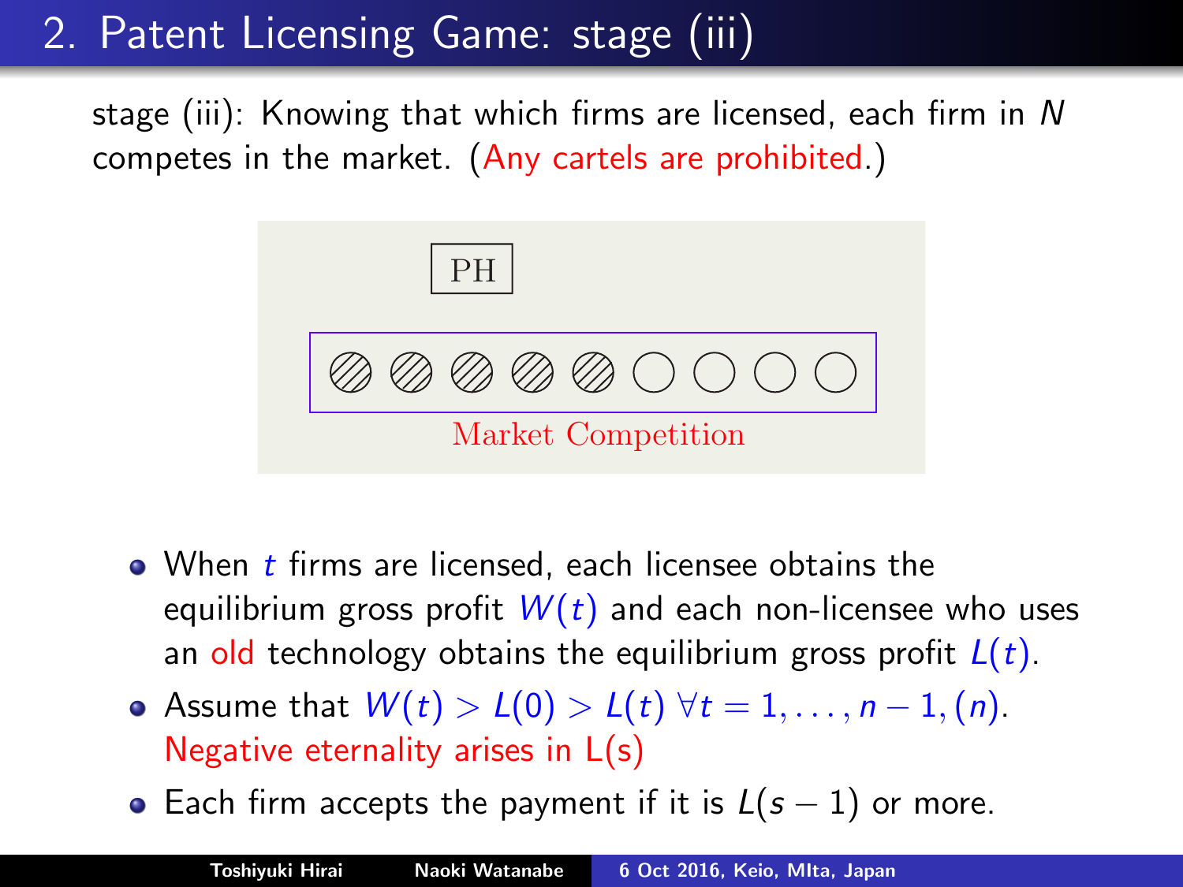# 2. Patent Licensing Game: stage (iii)

stage (iii): Knowing that which firms are licensed, each firm in $N$ competes in the market. (Any cartels are prohibited.)

PH

Market Competition

- When $t$ firms are licensed, each licensee obtains the equilibrium gross profit $W(t)$ and each non-licensee who uses an old technology obtains the equilibrium gross profit $L(t)$.
- Assume that $W(t) > L(0) > L(t)\ \forall t = 1, \ldots, n-1, (n)$.
  Negative eternality arises in L(s)
- Each firm accepts the payment if it is $L(s-1)$ or more.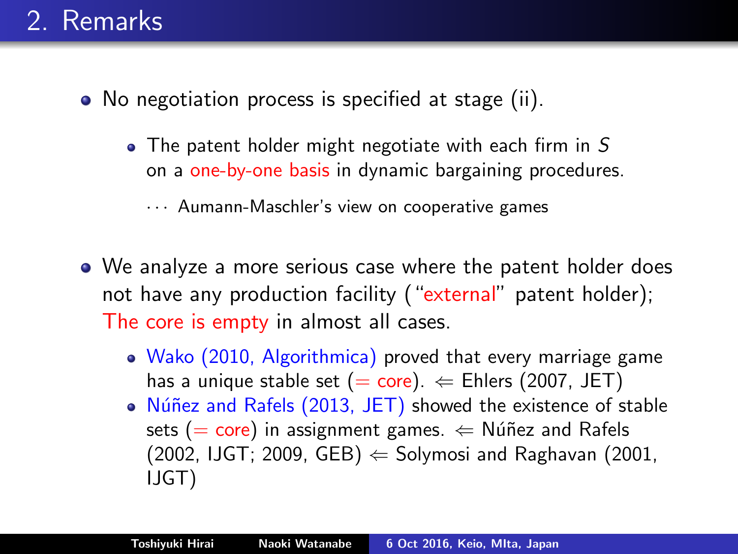## 2. Remarks

- No negotiation process is specified at stage (ii).
  - The patent holder might negotiate with each firm in $S$ on a one-by-one basis in dynamic bargaining procedures.

    $\cdots$ Aumann-Maschler's view on cooperative games

- We analyze a more serious case where the patent holder does not have any production facility ("external" patent holder); The core is empty in almost all cases.
  - Wako (2010, Algorithmica) proved that every marriage game has a unique stable set (= core). $\Leftarrow$ Ehlers (2007, JET)
  - Núñez and Rafels (2013, JET) showed the existence of stable sets (= core) in assignment games. $\Leftarrow$ Núñez and Rafels (2002, IJGT; 2009, GEB) $\Leftarrow$ Solymosi and Raghavan (2001, IJGT)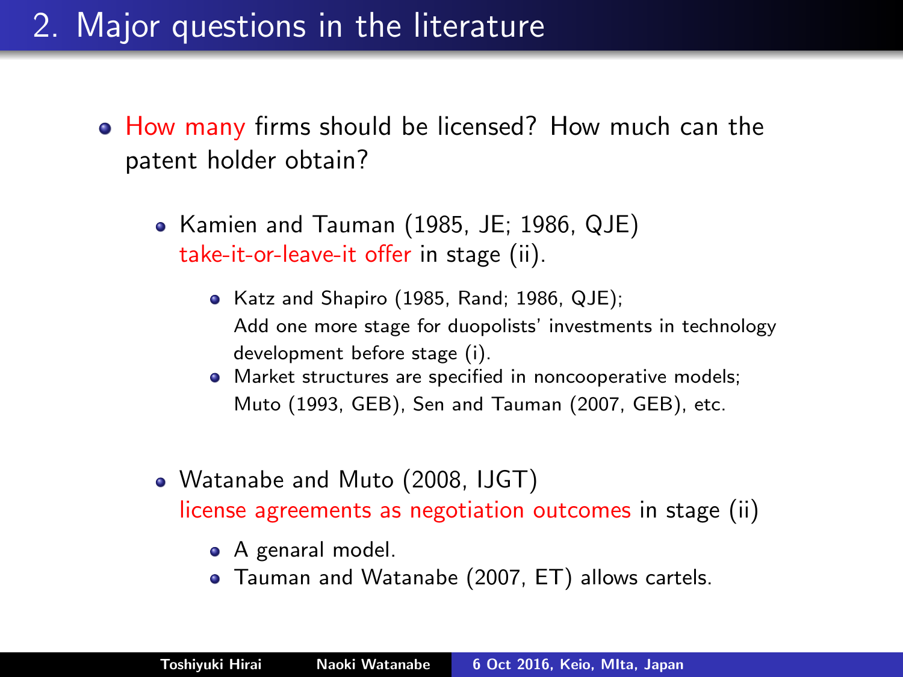## 2. Major questions in the literature

- How many firms should be licensed? How much can the patent holder obtain?
  - Kamien and Tauman (1985, JE; 1986, QJE) take-it-or-leave-it offer in stage (ii).
    - Katz and Shapiro (1985, Rand; 1986, QJE); Add one more stage for duopolists' investments in technology development before stage (i).
    - Market structures are specified in noncooperative models; Muto (1993, GEB), Sen and Tauman (2007, GEB), etc.
  - Watanabe and Muto (2008, IJGT) license agreements as negotiation outcomes in stage (ii)
    - A genaral model.
    - Tauman and Watanabe (2007, ET) allows cartels.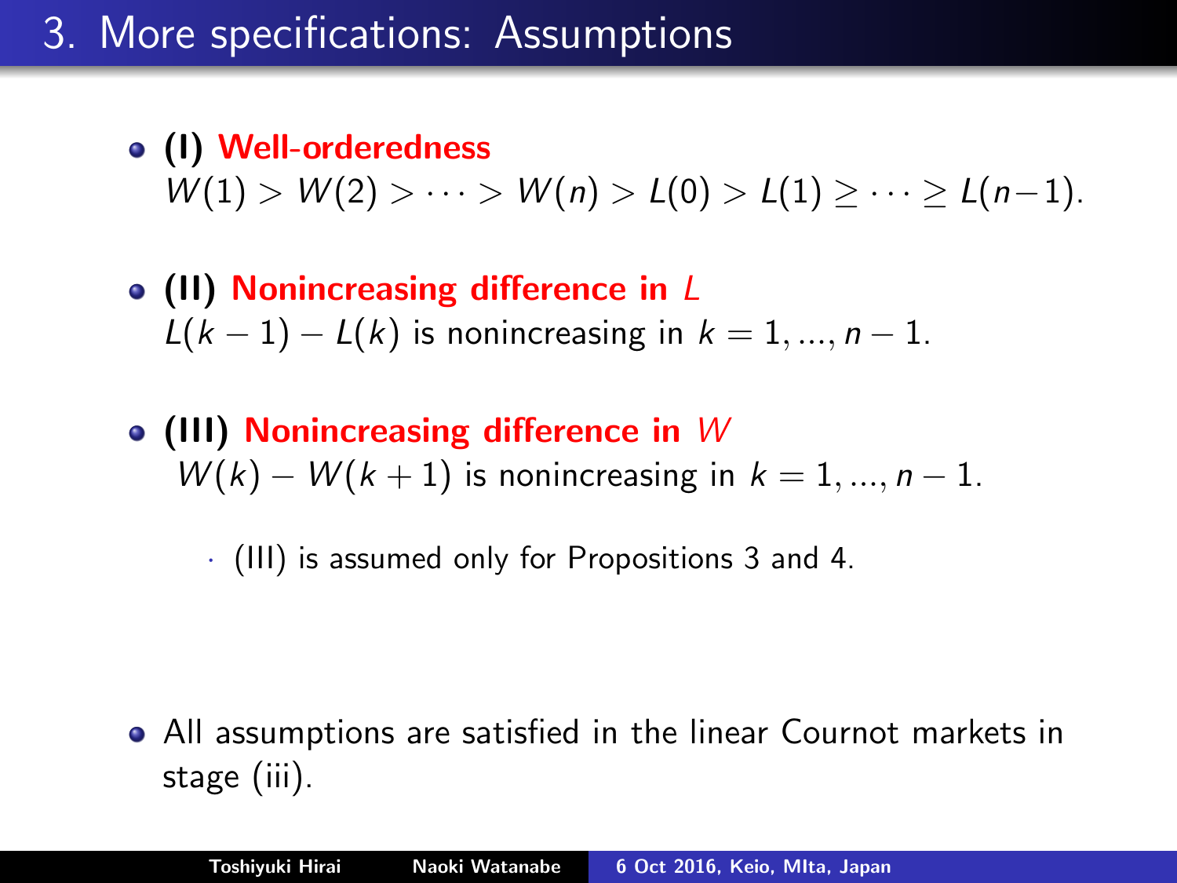# 3. More specifications: Assumptions

- **(I) Well-orderedness**
  $W(1) > W(2) > \cdots > W(n) > L(0) > L(1) \geq \cdots \geq L(n-1)$.

- **(II) Nonincreasing difference in $L$**
  $L(k-1) - L(k)$ is nonincreasing in $k = 1, ..., n-1$.

- **(III) Nonincreasing difference in $W$**
  $W(k) - W(k+1)$ is nonincreasing in $k = 1, ..., n-1$.
  - (III) is assumed only for Propositions 3 and 4.

- All assumptions are satisfied in the linear Cournot markets in stage (iii).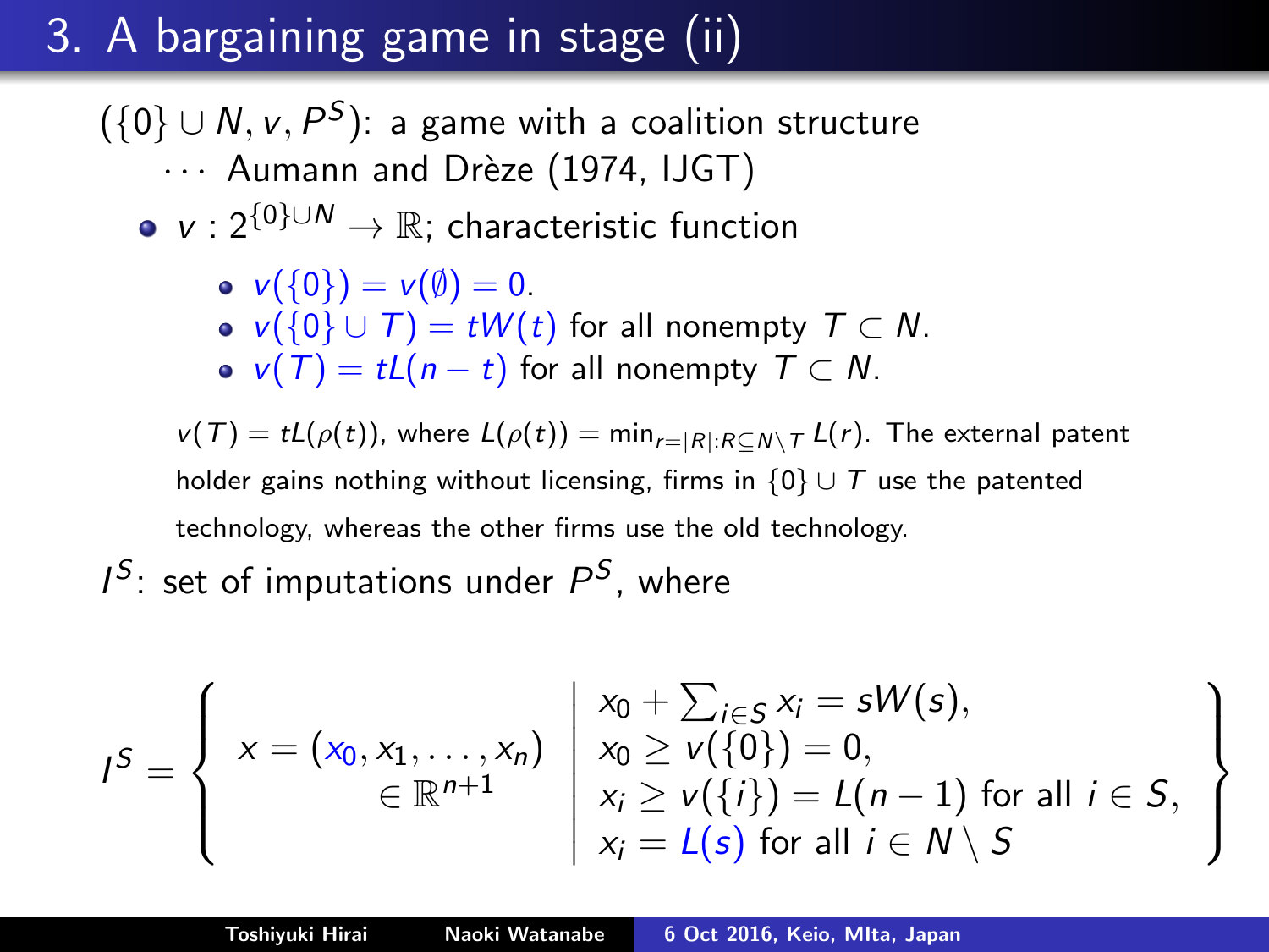# 3. A bargaining game in stage (ii)

$(\{0\} \cup N, v, P^S)$: a game with a coalition structure

$\cdots$ Aumann and Drèze (1974, IJGT)

- $v : 2^{\{0\} \cup N} \to \mathbb{R}$; characteristic function
  - $v(\{0\}) = v(\emptyset) = 0$.
  - $v(\{0\} \cup T) = tW(t)$ for all nonempty $T \subset N$.
  - $v(T) = tL(n-t)$ for all nonempty $T \subset N$.

$v(T) = tL(\rho(t))$, where $L(\rho(t)) = \min_{r=|R|:R \subseteq N \setminus T} L(r)$. The external patent holder gains nothing without licensing, firms in $\{0\} \cup T$ use the patented technology, whereas the other firms use the old technology.

$I^S$: set of imputations under $P^S$, where

$$I^S = \left\{ \begin{array}{c} x = (x_0, x_1, \ldots, x_n) \\ \in \mathbb{R}^{n+1} \end{array} \middle| \begin{array}{l} x_0 + \sum_{i \in S} x_i = sW(s), \\ x_0 \geq v(\{0\}) = 0, \\ x_i \geq v(\{i\}) = L(n-1) \text{ for all } i \in S, \\ x_i = L(s) \text{ for all } i \in N \setminus S \end{array} \right\}$$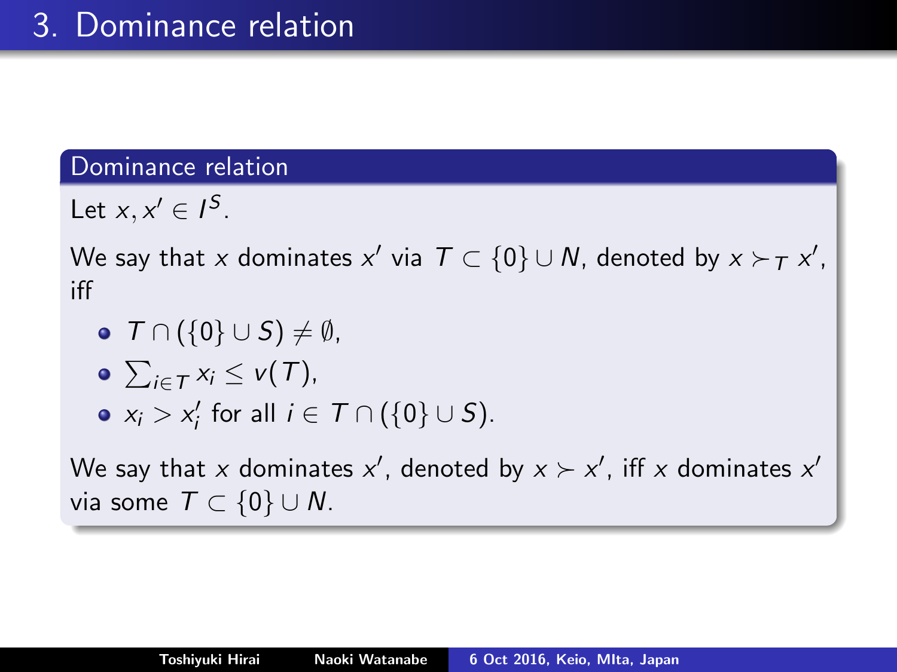# 3. Dominance relation

## Dominance relation

Let $x, x' \in I^S$.

We say that $x$ dominates $x'$ via $T \subset \{0\} \cup N$, denoted by $x \succ_T x'$, iff

- $T \cap (\{0\} \cup S) \neq \emptyset$,
- $\sum_{i \in T} x_i \leq v(T)$,
- $x_i > x'_i$ for all $i \in T \cap (\{0\} \cup S)$.

We say that $x$ dominates $x'$, denoted by $x \succ x'$, iff $x$ dominates $x'$ via some $T \subset \{0\} \cup N$.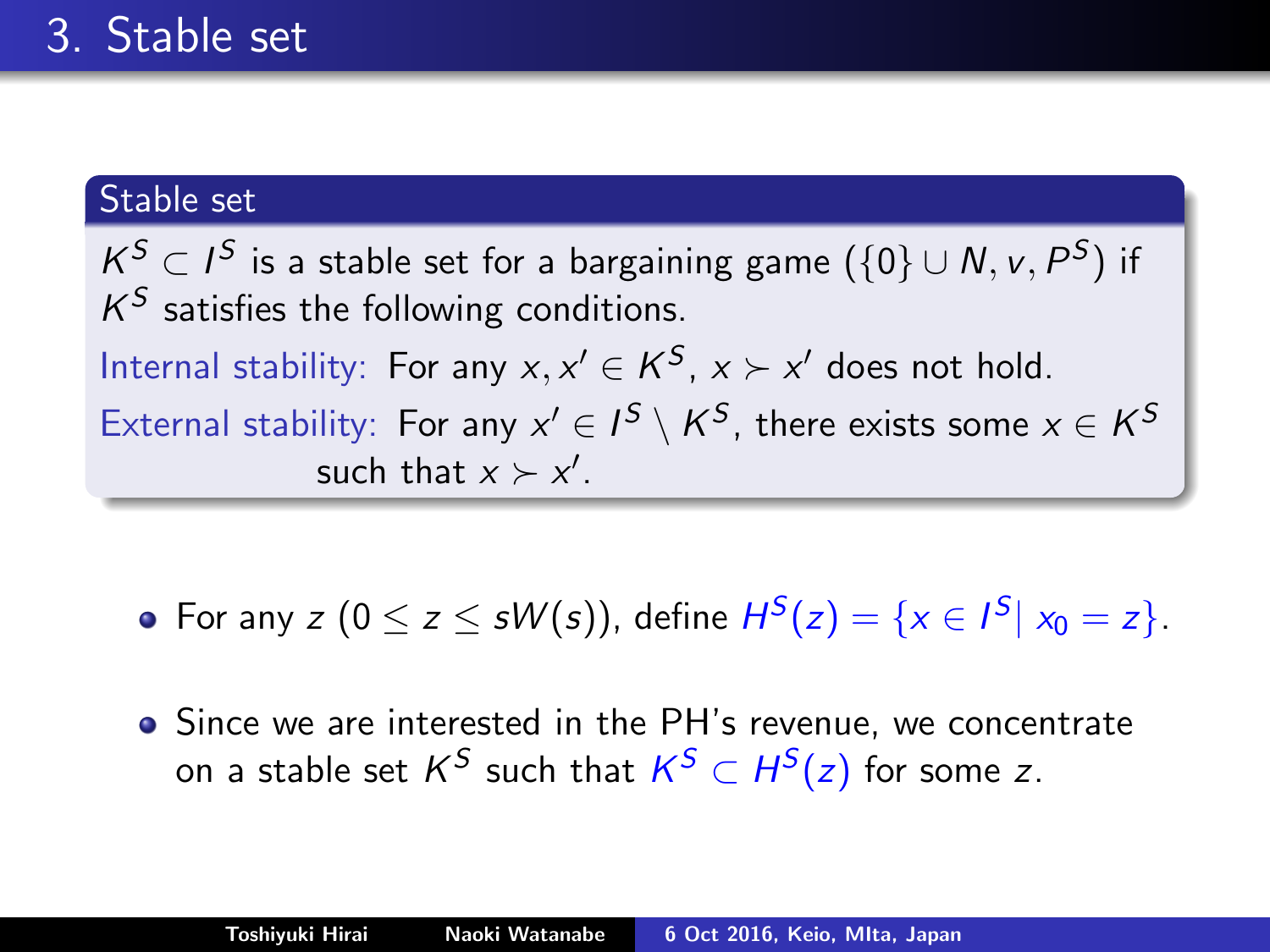# 3. Stable set

**Stable set**

$K^S \subset I^S$ is a stable set for a bargaining game $(\{0\} \cup N, v, P^S)$ if $K^S$ satisfies the following conditions.

Internal stability: For any $x, x' \in K^S$, $x \succ x'$ does not hold.

External stability: For any $x' \in I^S \setminus K^S$, there exists some $x \in K^S$ such that $x \succ x'$.

- For any $z$ $(0 \leq z \leq sW(s))$, define $H^S(z) = \{x \in I^S | \ x_0 = z\}$.
- Since we are interested in the PH's revenue, we concentrate on a stable set $K^S$ such that $K^S \subset H^S(z)$ for some $z$.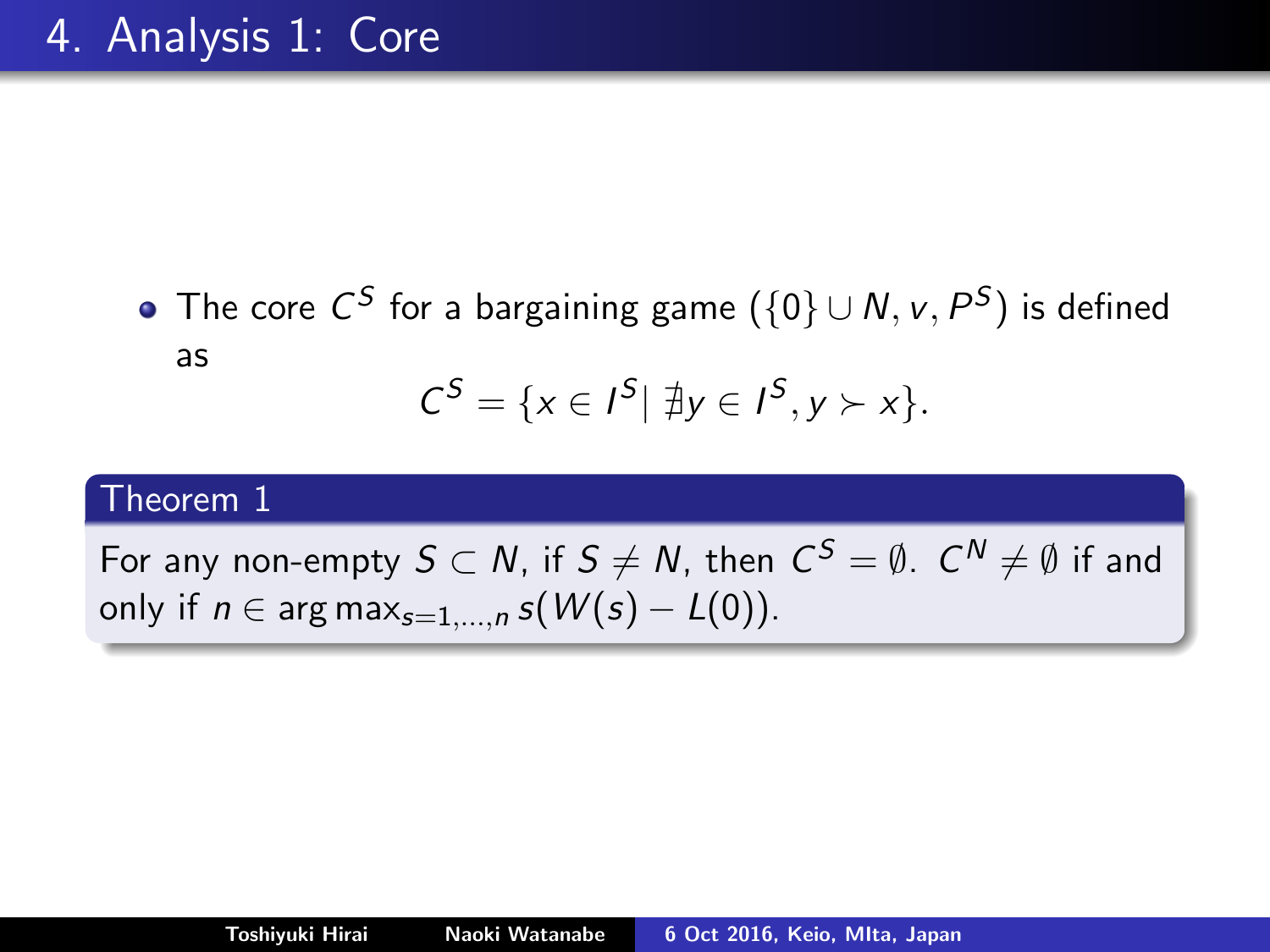# 4. Analysis 1: Core

- The core $C^S$ for a bargaining game $(\{0\} \cup N, v, P^S)$ is defined as

$$C^S = \{x \in I^S | \nexists y \in I^S, y \succ x\}.$$

**Theorem 1**

For any non-empty $S \subset N$, if $S \neq N$, then $C^S = \emptyset$. $C^N \neq \emptyset$ if and only if $n \in \arg\max_{s=1,\dots,n} s(W(s) - L(0))$.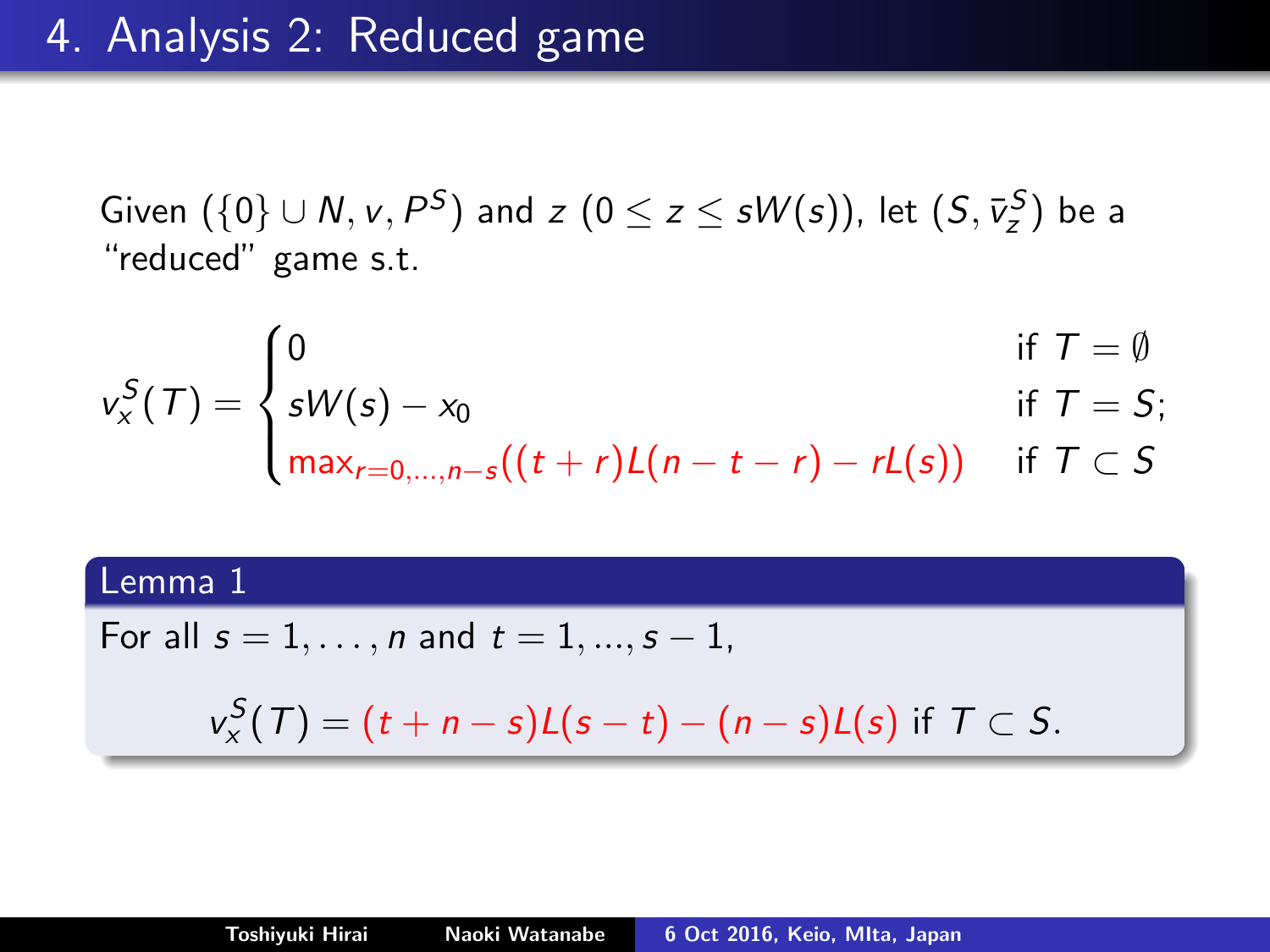# 4. Analysis 2: Reduced game

Given $(\{0\} \cup N, v, P^S)$ and $z$ $(0 \leq z \leq sW(s))$, let $(S, \bar{v}_z^S)$ be a "reduced" game s.t.

$$v_x^S(T) = \begin{cases} 0 & \text{if } T = \emptyset \\ sW(s) - x_0 & \text{if } T = S; \\ \max_{r=0,\ldots,n-s}((t+r)L(n-t-r) - rL(s)) & \text{if } T \subset S \end{cases}$$

**Lemma 1**

For all $s = 1, \ldots, n$ and $t = 1, \ldots, s-1$,

$$v_x^S(T) = (t+n-s)L(s-t) - (n-s)L(s) \text{ if } T \subset S.$$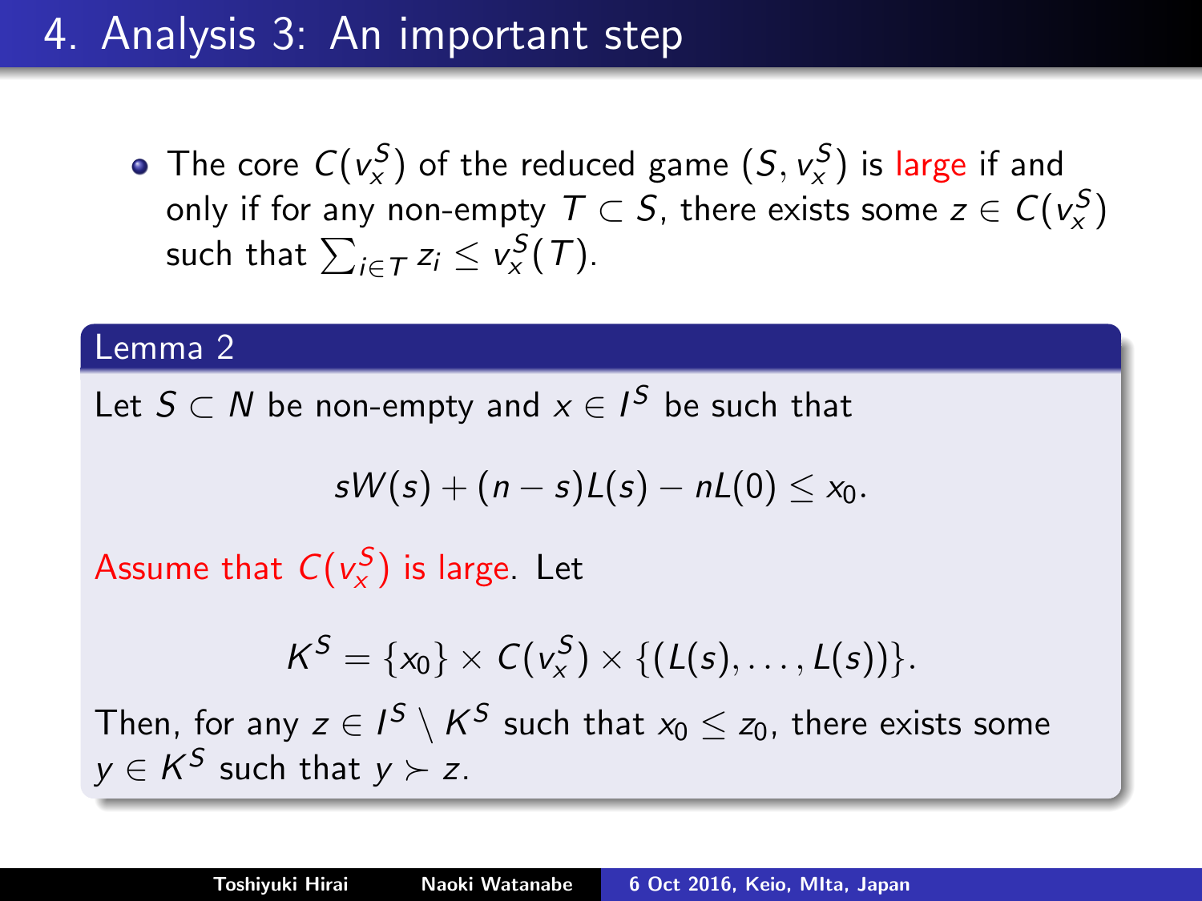# 4. Analysis 3: An important step

- The core $C(v_x^S)$ of the reduced game $(S, v_x^S)$ is large if and only if for any non-empty $T \subset S$, there exists some $z \in C(v_x^S)$ such that $\sum_{i \in T} z_i \leq v_x^S(T)$.

**Lemma 2**

Let $S \subset N$ be non-empty and $x \in I^S$ be such that

$$sW(s) + (n - s)L(s) - nL(0) \leq x_0.$$

Assume that $C(v_x^S)$ is large. Let

$$K^S = \{x_0\} \times C(v_x^S) \times \{(L(s), \ldots, L(s))\}.$$

Then, for any $z \in I^S \setminus K^S$ such that $x_0 \leq z_0$, there exists some $y \in K^S$ such that $y \succ z$.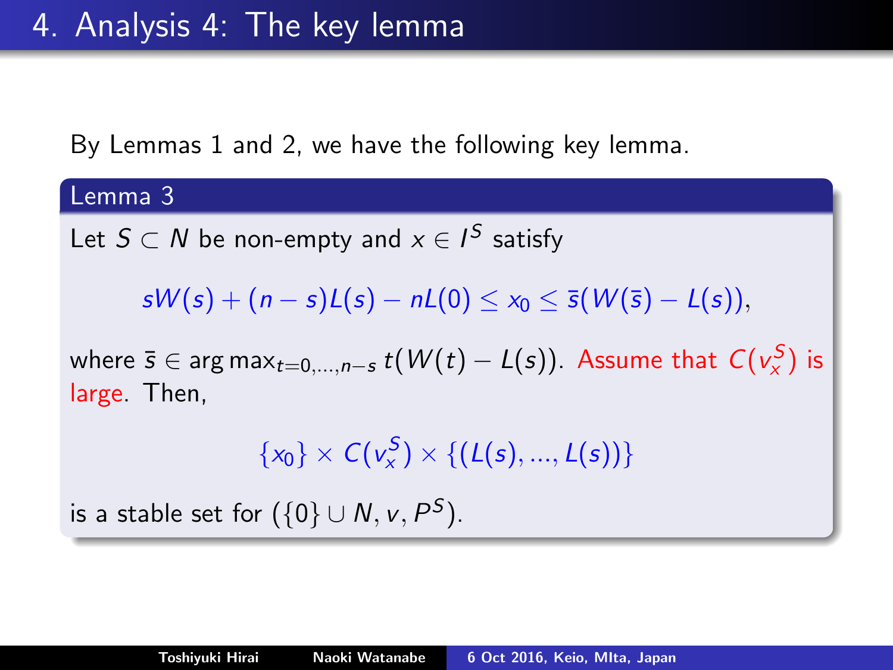# 4. Analysis 4: The key lemma

By Lemmas 1 and 2, we have the following key lemma.

**Lemma 3**

Let $S \subset N$ be non-empty and $x \in I^S$ satisfy

$$sW(s) + (n-s)L(s) - nL(0) \leq x_0 \leq \bar{s}(W(\bar{s}) - L(s)),$$

where $\bar{s} \in \arg\max_{t=0,\ldots,n-s} t(W(t) - L(s))$. Assume that $C(v_x^S)$ is large. Then,

$$\{x_0\} \times C(v_x^S) \times \{(L(s), \ldots, L(s))\}$$

is a stable set for $(\{0\} \cup N, v, P^S)$.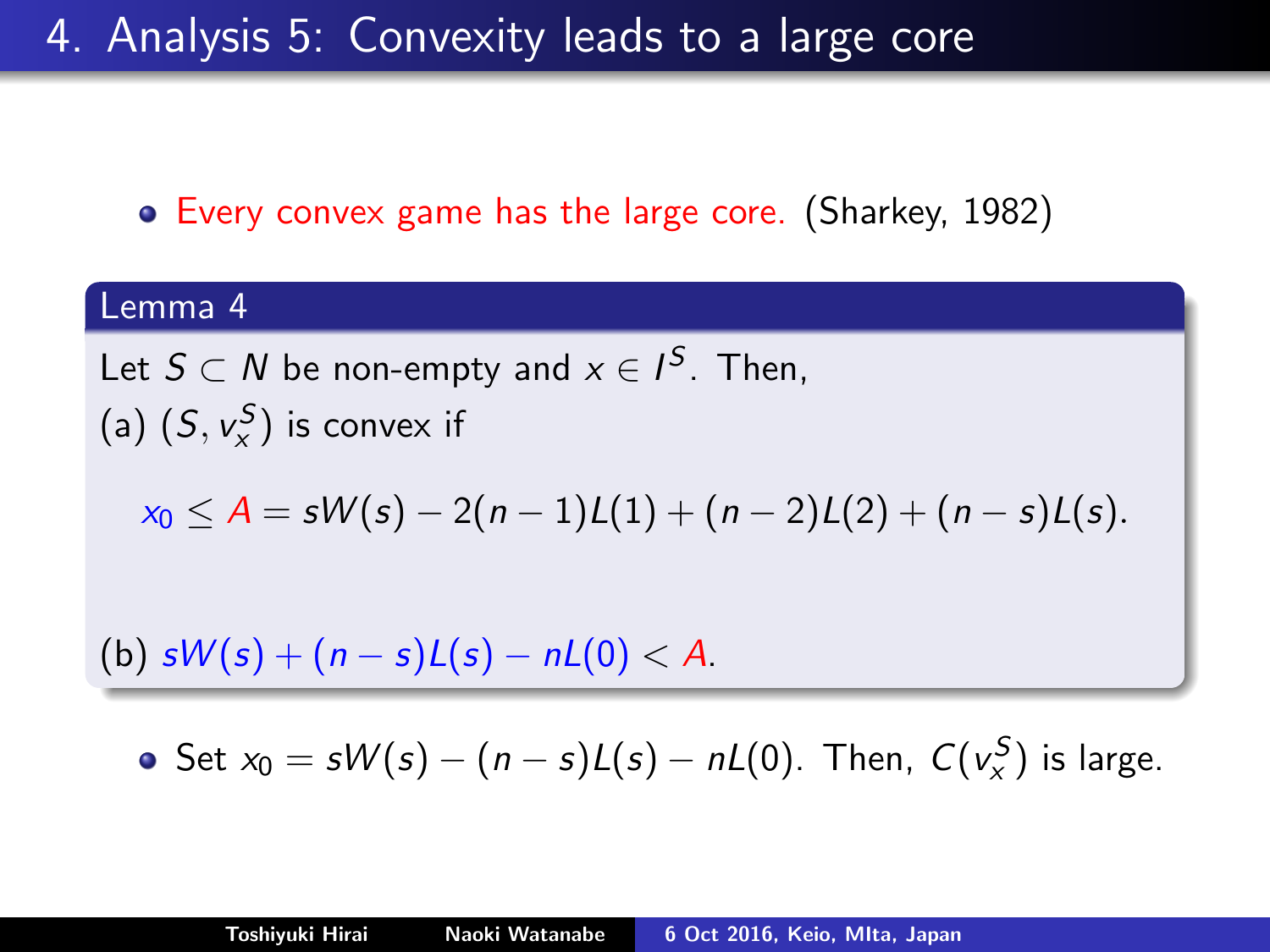# 4. Analysis 5: Convexity leads to a large core

- Every convex game has the large core. (Sharkey, 1982)

**Lemma 4**

Let $S \subset N$ be non-empty and $x \in I^S$. Then,

(a) $(S, v_x^S)$ is convex if

$$x_0 \leq A = sW(s) - 2(n-1)L(1) + (n-2)L(2) + (n-s)L(s).$$

(b) $sW(s) + (n-s)L(s) - nL(0) < A$.

- Set $x_0 = sW(s) - (n-s)L(s) - nL(0)$. Then, $C(v_x^S)$ is large.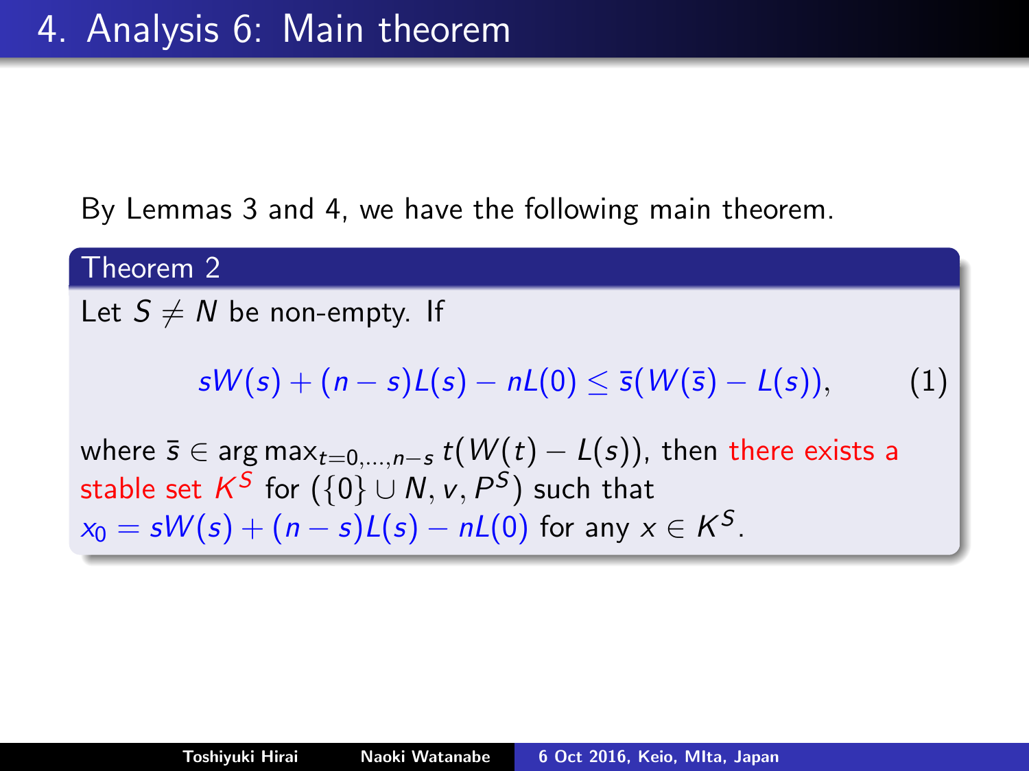# 4. Analysis 6: Main theorem

By Lemmas 3 and 4, we have the following main theorem.

**Theorem 2**

Let $S \neq N$ be non-empty. If

$$sW(s) + (n-s)L(s) - nL(0) \leq \bar{s}(W(\bar{s}) - L(s)), \tag{1}$$

where $\bar{s} \in \arg\max_{t=0,\ldots,n-s} t(W(t) - L(s))$, then there exists a stable set $K^S$ for $(\{0\} \cup N, v, P^S)$ such that $x_0 = sW(s) + (n-s)L(s) - nL(0)$ for any $x \in K^S$.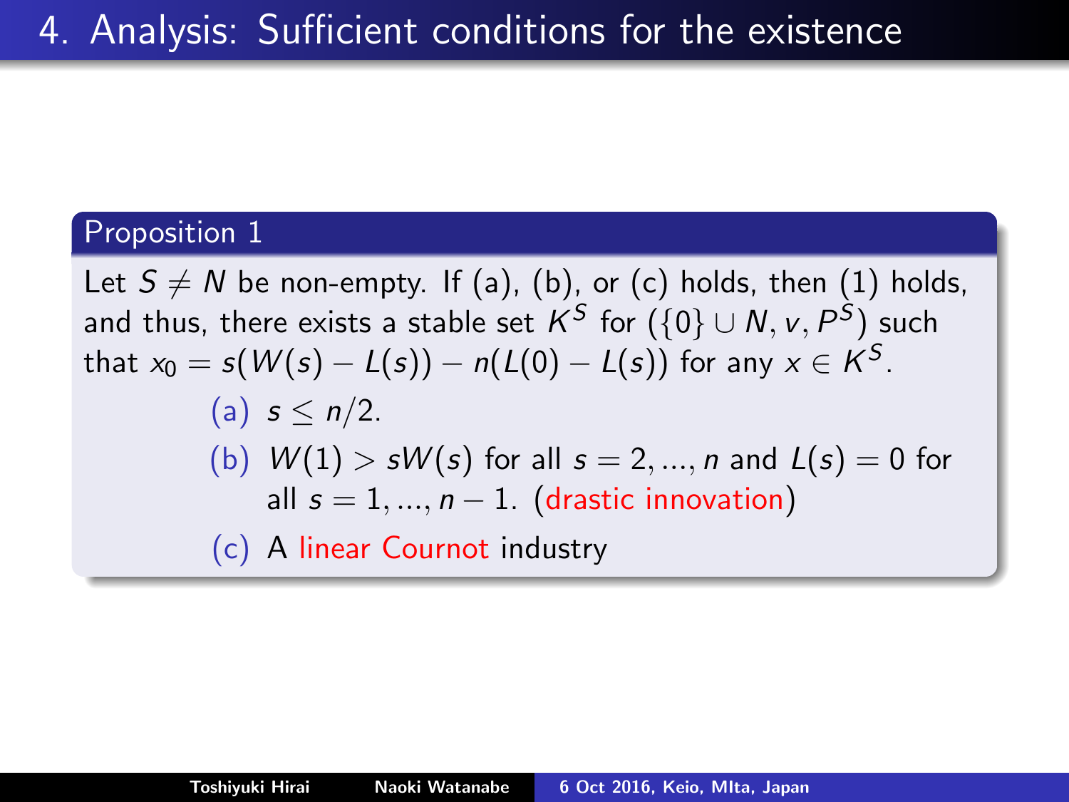# 4. Analysis: Sufficient conditions for the existence

**Proposition 1**

Let $S \neq N$ be non-empty. If (a), (b), or (c) holds, then (1) holds, and thus, there exists a stable set $K^S$ for $(\{0\} \cup N, v, P^S)$ such that $x_0 = s(W(s) - L(s)) - n(L(0) - L(s))$ for any $x \in K^S$.

(a) $s \leq n/2$.

(b) $W(1) > sW(s)$ for all $s = 2, ..., n$ and $L(s) = 0$ for all $s = 1, ..., n-1$. (drastic innovation)

(c) A linear Cournot industry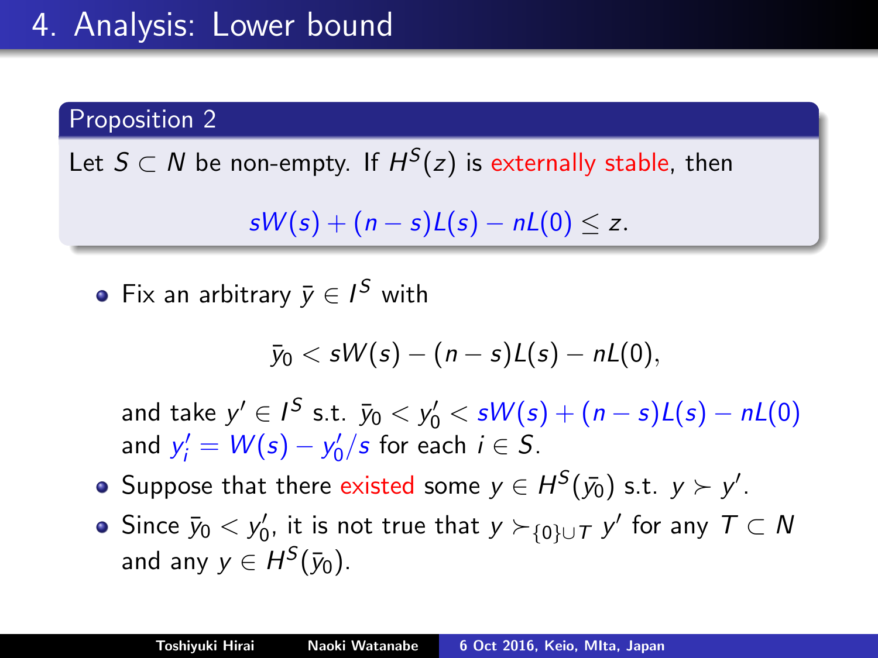# 4. Analysis: Lower bound

**Proposition 2**

Let $S \subset N$ be non-empty. If $H^S(z)$ is externally stable, then

$$sW(s) + (n-s)L(s) - nL(0) \leq z.$$

- Fix an arbitrary $\bar{y} \in I^S$ with

$$\bar{y}_0 < sW(s) - (n-s)L(s) - nL(0),$$

  and take $y' \in I^S$ s.t. $\bar{y}_0 < y'_0 < sW(s) + (n-s)L(s) - nL(0)$ and $y'_i = W(s) - y'_0/s$ for each $i \in S$.
- Suppose that there existed some $y \in H^S(\bar{y}_0)$ s.t. $y \succ y'$.
- Since $\bar{y}_0 < y'_0$, it is not true that $y \succ_{\{0\} \cup T} y'$ for any $T \subset N$ and any $y \in H^S(\bar{y}_0)$.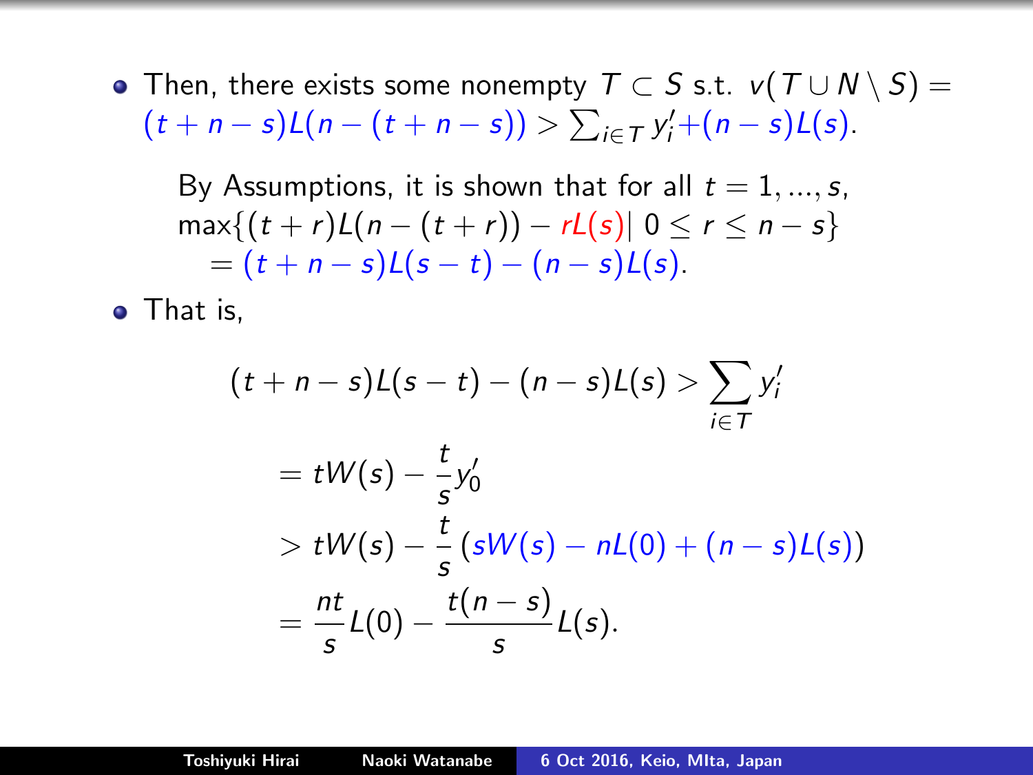- Then, there exists some nonempty $T \subset S$ s.t. $v(T \cup N \setminus S) = (t+n-s)L(n-(t+n-s)) > \sum_{i \in T} y_i' + (n-s)L(s)$.

  By Assumptions, it is shown that for all $t = 1, ..., s$,
  $\max\{(t+r)L(n-(t+r)) - rL(s) | \; 0 \leq r \leq n-s\}$
  $= (t+n-s)L(s-t) - (n-s)L(s)$.

- That is,

$$
\begin{aligned}
(t+n-s)L(s-t) - (n-s)L(s) &> \sum_{i \in T} y_i' \\
&= tW(s) - \frac{t}{s} y_0' \\
&> tW(s) - \frac{t}{s}\left(sW(s) - nL(0) + (n-s)L(s)\right) \\
&= \frac{nt}{s} L(0) - \frac{t(n-s)}{s} L(s).
\end{aligned}
$$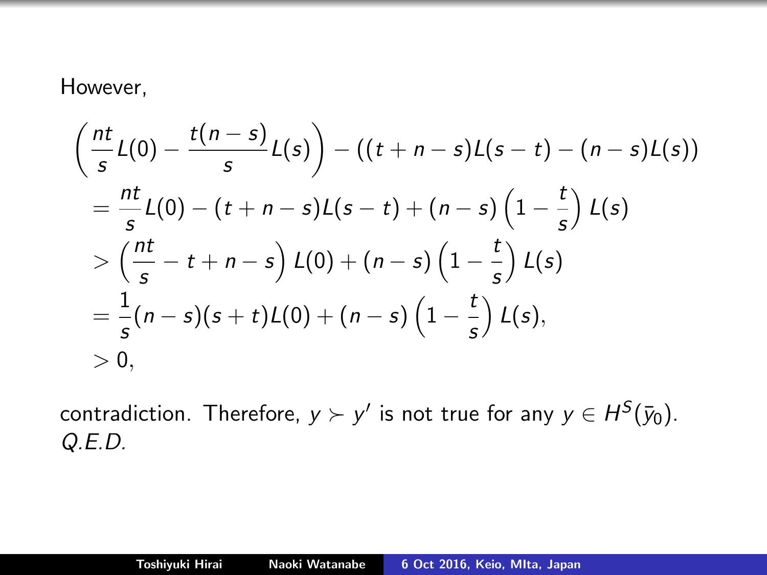However,

$$
\begin{aligned}
&\left(\frac{nt}{s}L(0) - \frac{t(n-s)}{s}L(s)\right) - ((t+n-s)L(s-t) - (n-s)L(s)) \\
&= \frac{nt}{s}L(0) - (t+n-s)L(s-t) + (n-s)\left(1 - \frac{t}{s}\right)L(s) \\
&> \left(\frac{nt}{s} - t + n - s\right)L(0) + (n-s)\left(1 - \frac{t}{s}\right)L(s) \\
&= \frac{1}{s}(n-s)(s+t)L(0) + (n-s)\left(1 - \frac{t}{s}\right)L(s), \\
&> 0,
\end{aligned}
$$

contradiction. Therefore, $y \succ y'$ is not true for any $y \in H^S(\bar{y}_0)$.
*Q.E.D.*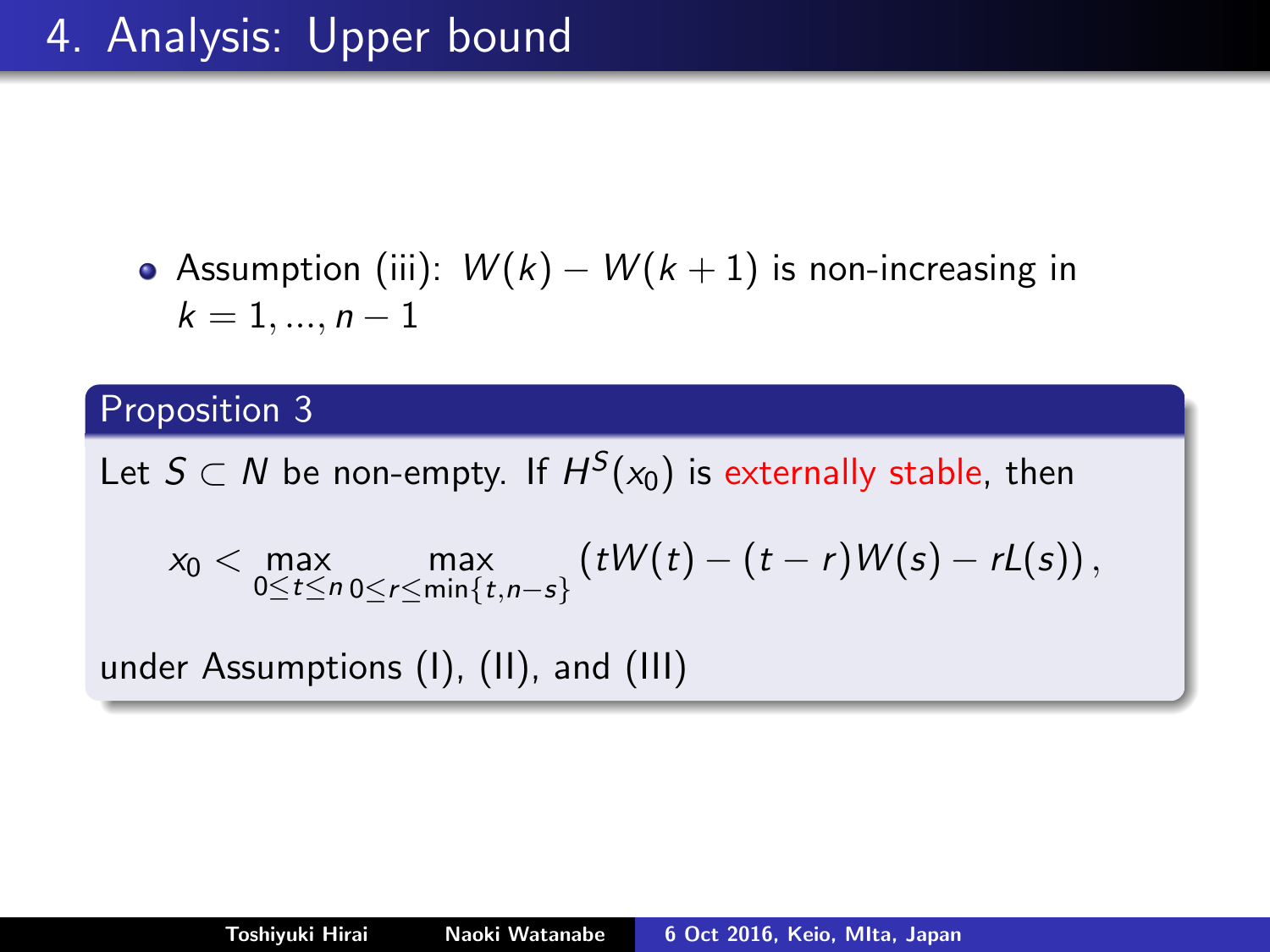# 4. Analysis: Upper bound

- Assumption (iii): $W(k) - W(k+1)$ is non-increasing in $k = 1, ..., n-1$

**Proposition 3**

Let $S \subset N$ be non-empty. If $H^S(x_0)$ is externally stable, then

$$x_0 < \max_{0 \leq t \leq n} \max_{0 \leq r \leq \min\{t, n-s\}} \left( tW(t) - (t-r)W(s) - rL(s) \right),$$

under Assumptions (I), (II), and (III)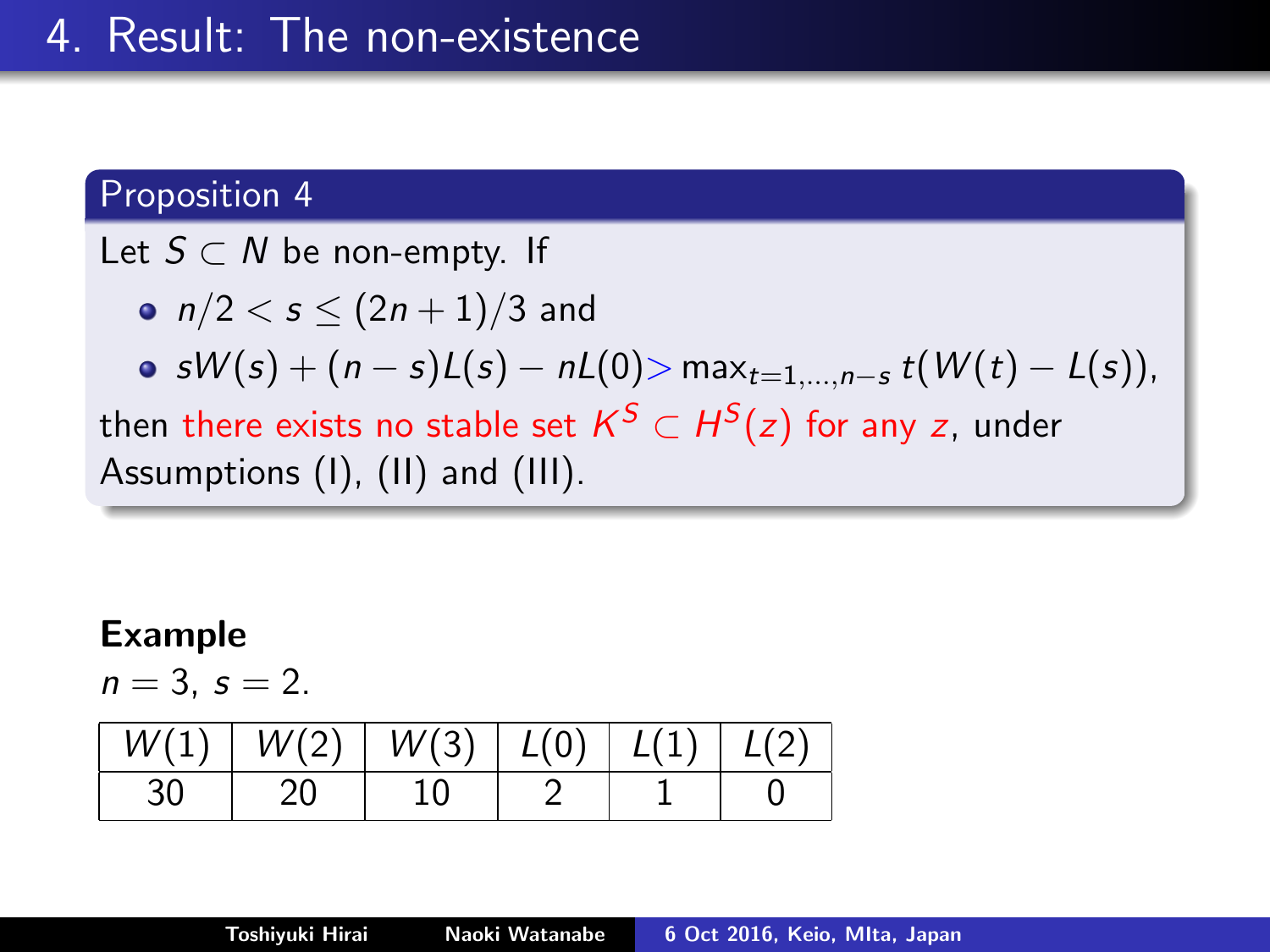# 4. Result: The non-existence

**Proposition 4**

Let $S \subset N$ be non-empty. If

- $n/2 < s \leq (2n+1)/3$ and
- $sW(s) + (n-s)L(s) - nL(0) > \max_{t=1,\ldots,n-s} t(W(t) - L(s))$,

then there exists no stable set $K^S \subset H^S(z)$ for any $z$, under Assumptions (I), (II) and (III).

**Example**

$n = 3$, $s = 2$.

| $W(1)$ | $W(2)$ | $W(3)$ | $L(0)$ | $L(1)$ | $L(2)$ |
|---|---|---|---|---|---|
| 30 | 20 | 10 | 2 | 1 | 0 |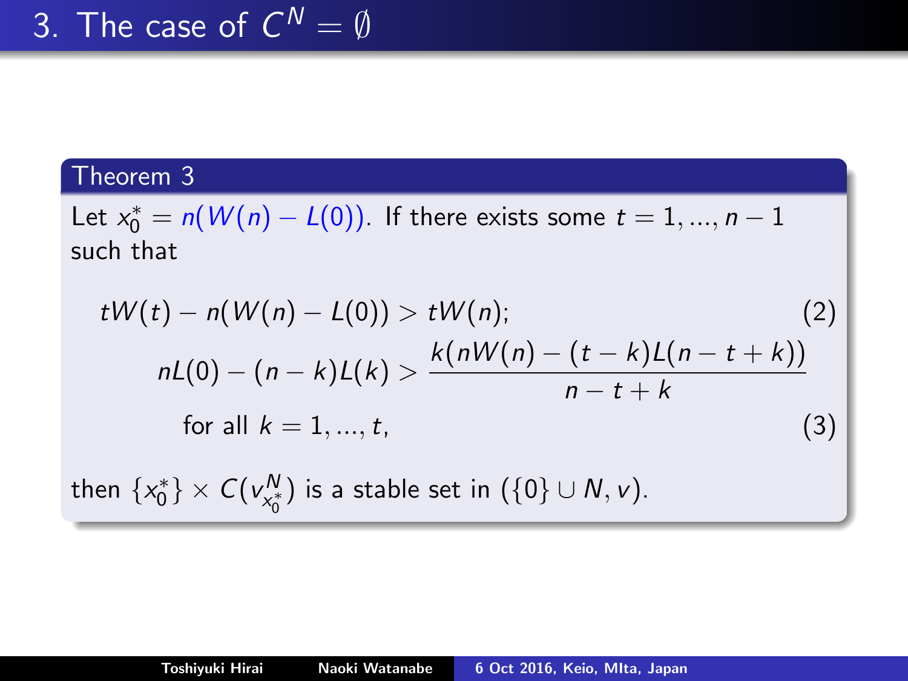# 3. The case of $C^N = \emptyset$

**Theorem 3**

Let $x_0^* = n(W(n) - L(0))$. If there exists some $t = 1, ..., n-1$ such that

$$tW(t) - n(W(n) - L(0)) > tW(n); \tag{2}$$

$$nL(0) - (n-k)L(k) > \frac{k(nW(n) - (t-k)L(n-t+k))}{n-t+k}$$
$$\text{for all } k = 1, ..., t, \tag{3}$$

then $\{x_0^*\} \times C(v_{x_0^*}^N)$ is a stable set in $(\{0\} \cup N, v)$.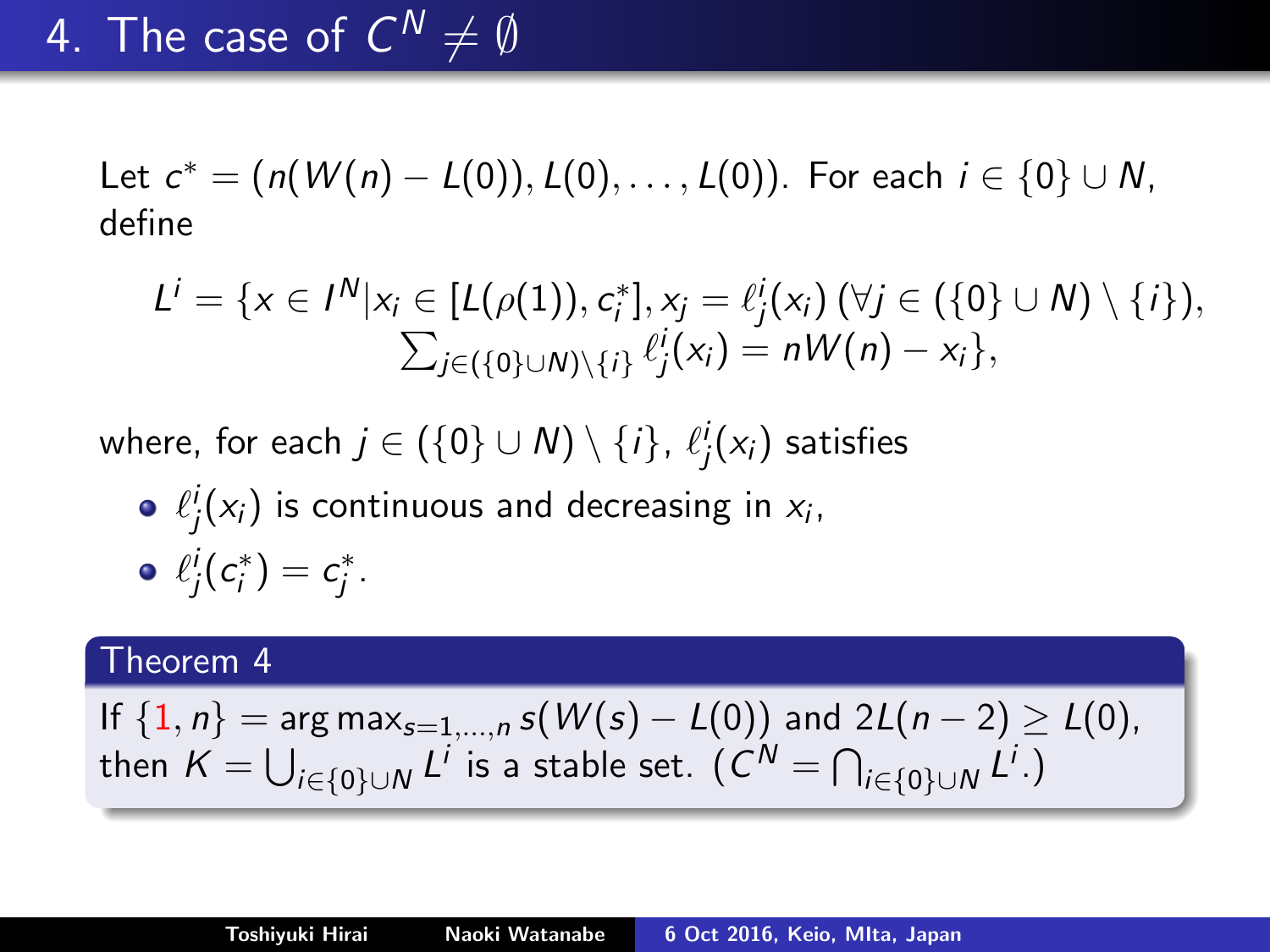# 4. The case of $C^N \neq \emptyset$

Let $c^* = (n(W(n) - L(0)), L(0), \ldots, L(0))$. For each $i \in \{0\} \cup N$, define

$$L^i = \{x \in I^N | x_i \in [L(\rho(1)), c_i^*], x_j = \ell_j^i(x_i) \, (\forall j \in (\{0\} \cup N) \setminus \{i\}), \sum_{j \in (\{0\} \cup N) \setminus \{i\}} \ell_j^i(x_i) = nW(n) - x_i\},$$

where, for each $j \in (\{0\} \cup N) \setminus \{i\}$, $\ell_j^i(x_i)$ satisfies

- $\ell_j^i(x_i)$ is continuous and decreasing in $x_i$,
- $\ell_j^i(c_i^*) = c_j^*$.

**Theorem 4**

If $\{1, n\} = \arg\max_{s=1,\ldots,n} s(W(s) - L(0))$ and $2L(n-2) \geq L(0)$, then $K = \bigcup_{i \in \{0\} \cup N} L^i$ is a stable set. ($C^N = \bigcap_{i \in \{0\} \cup N} L^i$.)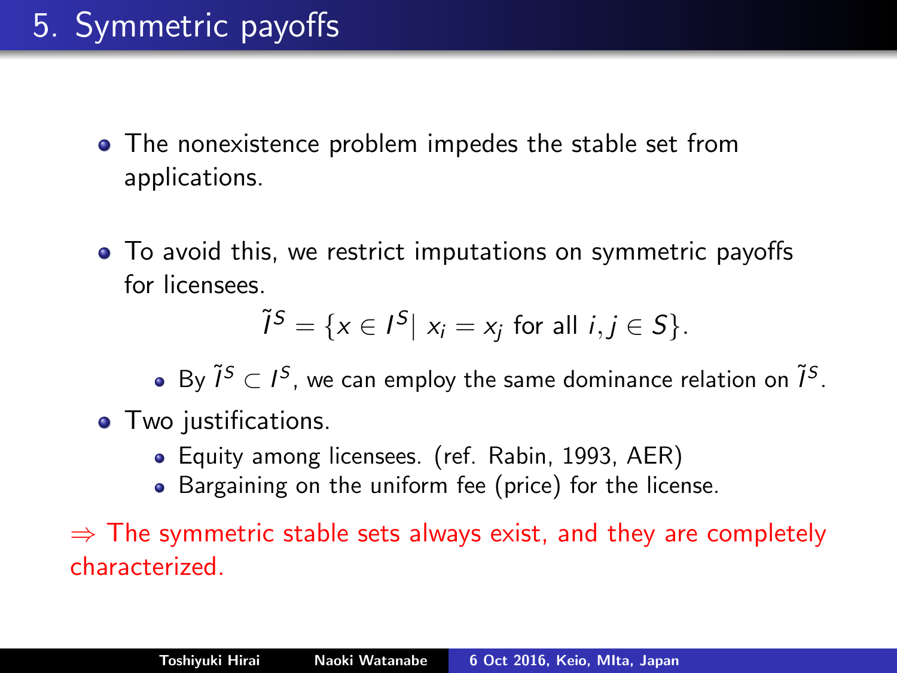# 5. Symmetric payoffs

- The nonexistence problem impedes the stable set from applications.

- To avoid this, we restrict imputations on symmetric payoffs for licensees.

$$\tilde{I}^S = \{x \in I^S | \; x_i = x_j \text{ for all } i, j \in S\}.$$

  - By $\tilde{I}^S \subset I^S$, we can employ the same dominance relation on $\tilde{I}^S$.

- Two justifications.
  - Equity among licensees. (ref. Rabin, 1993, AER)
  - Bargaining on the uniform fee (price) for the license.

$\Rightarrow$ The symmetric stable sets always exist, and they are completely characterized.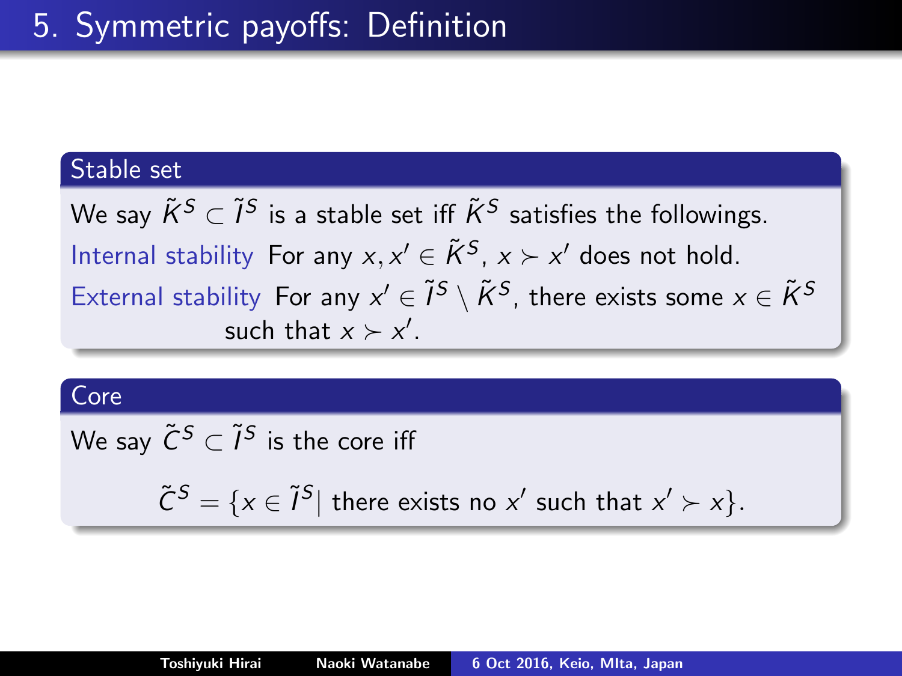# 5. Symmetric payoffs: Definition

### Stable set

We say $\tilde{K}^S \subset \tilde{I}^S$ is a stable set iff $\tilde{K}^S$ satisfies the followings.

**Internal stability** For any $x, x' \in \tilde{K}^S$, $x \succ x'$ does not hold.

**External stability** For any $x' \in \tilde{I}^S \setminus \tilde{K}^S$, there exists some $x \in \tilde{K}^S$ such that $x \succ x'$.

### Core

We say $\tilde{C}^S \subset \tilde{I}^S$ is the core iff

$$\tilde{C}^S = \{x \in \tilde{I}^S | \text{ there exists no } x' \text{ such that } x' \succ x\}.$$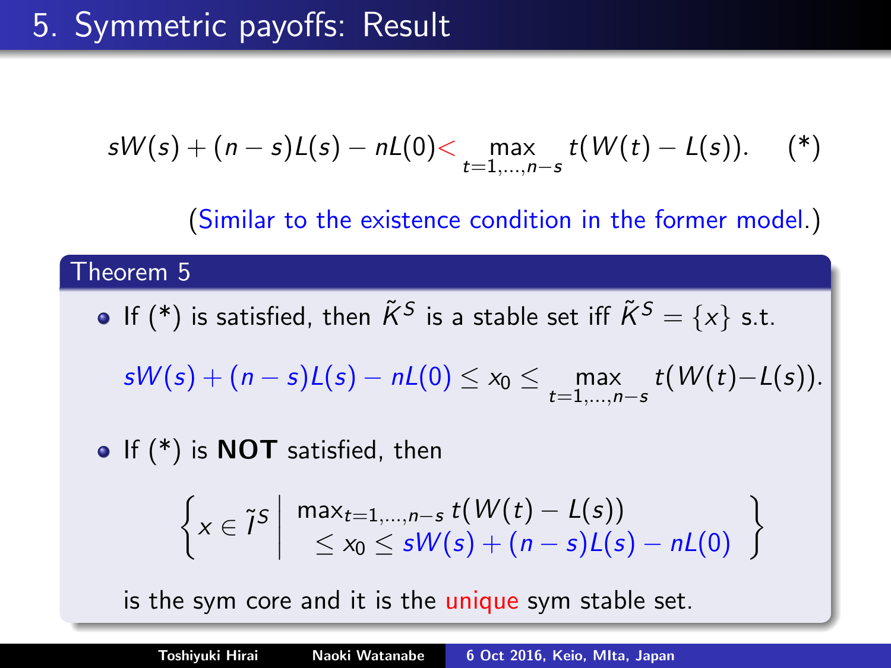# 5. Symmetric payoffs: Result

$$sW(s) + (n-s)L(s) - nL(0) < \max_{t=1,\dots,n-s} t(W(t) - L(s)). \quad (*)$$

(Similar to the existence condition in the former model.)

**Theorem 5**

- If (*) is satisfied, then $\tilde{K}^S$ is a stable set iff $\tilde{K}^S = \{x\}$ s.t.

$$sW(s) + (n-s)L(s) - nL(0) \leq x_0 \leq \max_{t=1,\dots,n-s} t(W(t) - L(s)).$$

- If (*) is **NOT** satisfied, then

$$\left\{ x \in \tilde{I}^S \;\middle|\; \begin{array}{l} \max_{t=1,\dots,n-s} t(W(t) - L(s)) \\ \quad \leq x_0 \leq sW(s) + (n-s)L(s) - nL(0) \end{array} \right\}$$

is the sym core and it is the unique sym stable set.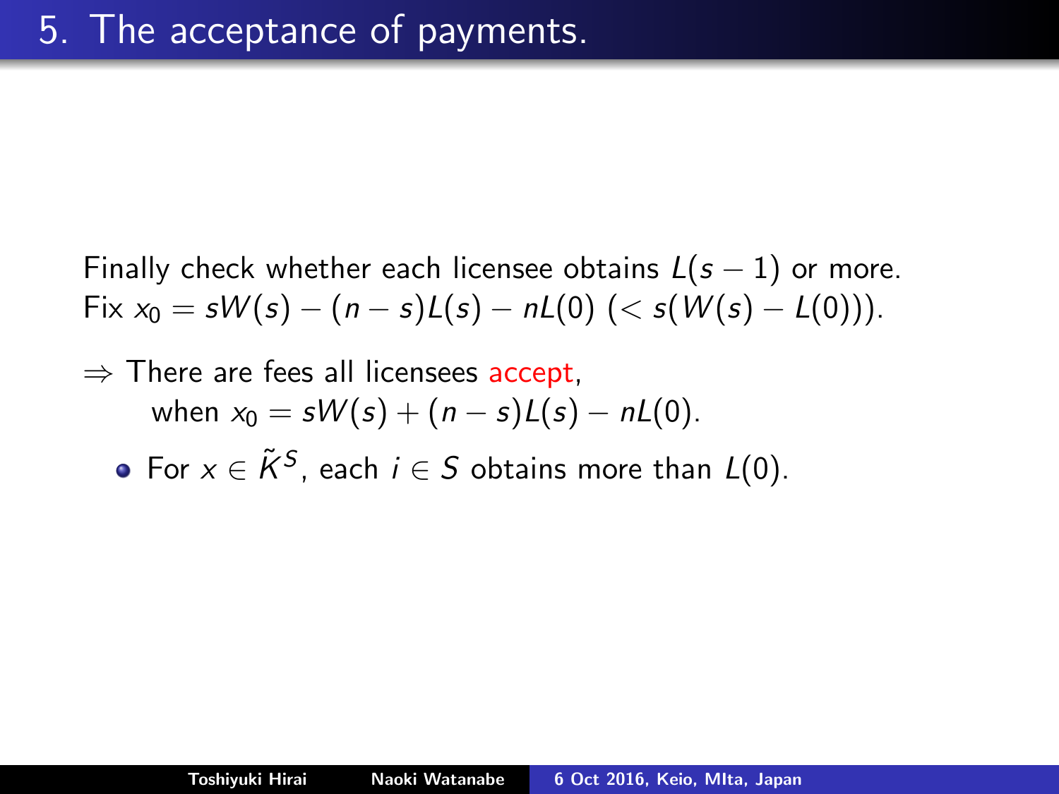# 5. The acceptance of payments.

Finally check whether each licensee obtains $L(s-1)$ or more.
Fix $x_0 = sW(s) - (n-s)L(s) - nL(0)$ $(< s(W(s) - L(0)))$.

$\Rightarrow$ There are fees all licensees accept,
when $x_0 = sW(s) + (n-s)L(s) - nL(0)$.

- For $x \in \tilde{K}^S$, each $i \in S$ obtains more than $L(0)$.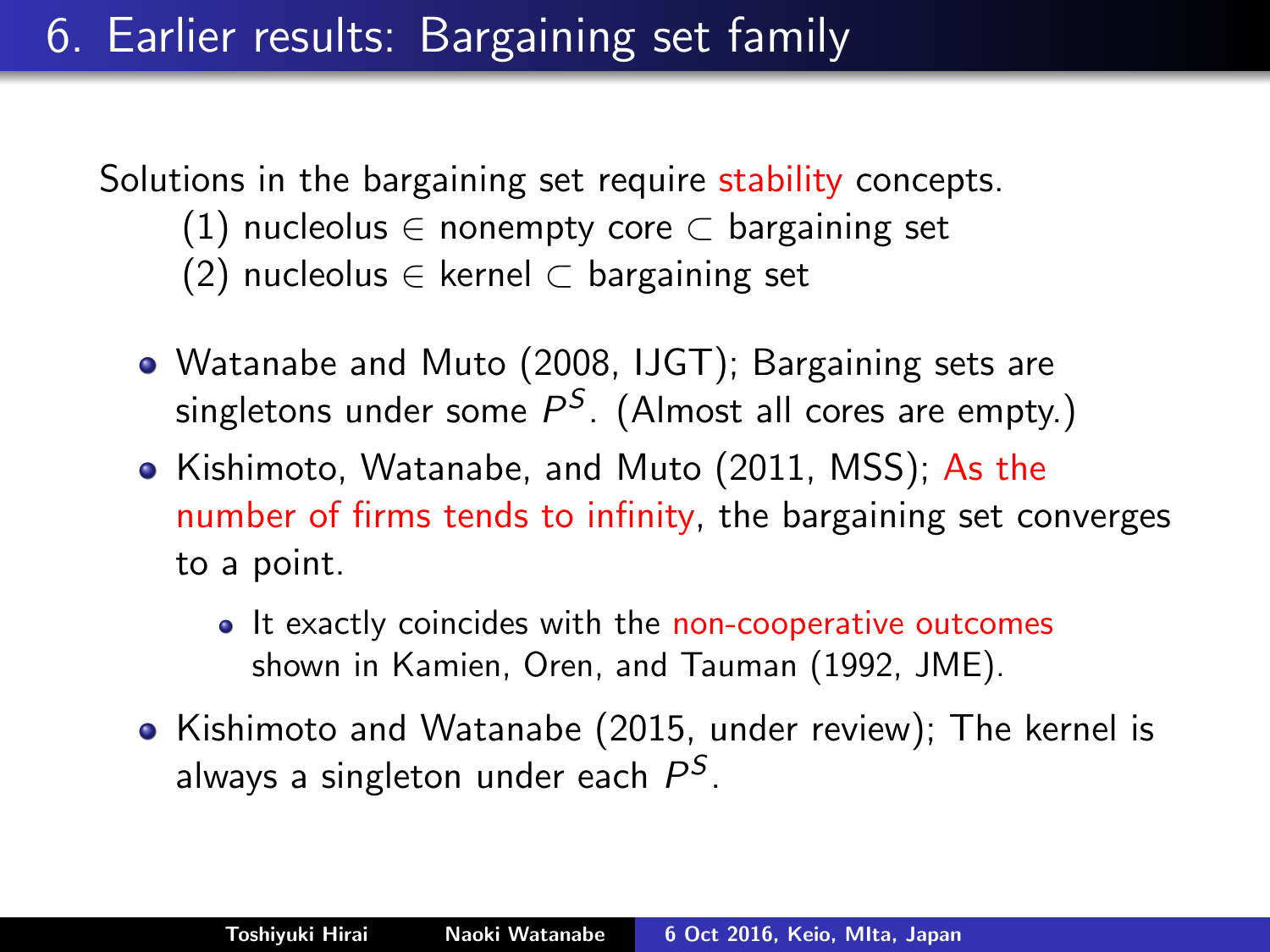# 6. Earlier results: Bargaining set family

Solutions in the bargaining set require stability concepts.

(1) nucleolus $\in$ nonempty core $\subset$ bargaining set

(2) nucleolus $\in$ kernel $\subset$ bargaining set

- Watanabe and Muto (2008, IJGT); Bargaining sets are singletons under some $P^S$. (Almost all cores are empty.)
- Kishimoto, Watanabe, and Muto (2011, MSS); As the number of firms tends to infinity, the bargaining set converges to a point.
  - It exactly coincides with the non-cooperative outcomes shown in Kamien, Oren, and Tauman (1992, JME).
- Kishimoto and Watanabe (2015, under review); The kernel is always a singleton under each $P^S$.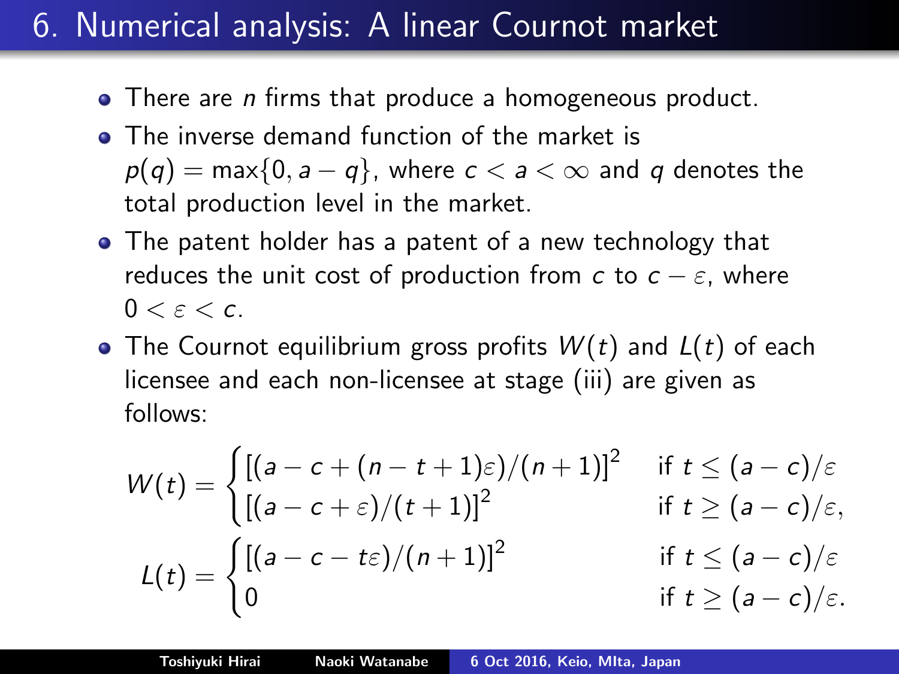# 6. Numerical analysis: A linear Cournot market

- There are $n$ firms that produce a homogeneous product.
- The inverse demand function of the market is $p(q) = \max\{0, a - q\}$, where $c < a < \infty$ and $q$ denotes the total production level in the market.
- The patent holder has a patent of a new technology that reduces the unit cost of production from $c$ to $c - \varepsilon$, where $0 < \varepsilon < c$.
- The Cournot equilibrium gross profits $W(t)$ and $L(t)$ of each licensee and each non-licensee at stage (iii) are given as follows:

$$
W(t) = \begin{cases} [(a - c + (n - t + 1)\varepsilon)/(n+1)]^2 & \text{if } t \leq (a-c)/\varepsilon \\ [(a - c + \varepsilon)/(t+1)]^2 & \text{if } t \geq (a-c)/\varepsilon, \end{cases}
$$

$$
L(t) = \begin{cases} [(a - c - t\varepsilon)/(n+1)]^2 & \text{if } t \leq (a-c)/\varepsilon \\ 0 & \text{if } t \geq (a-c)/\varepsilon. \end{cases}
$$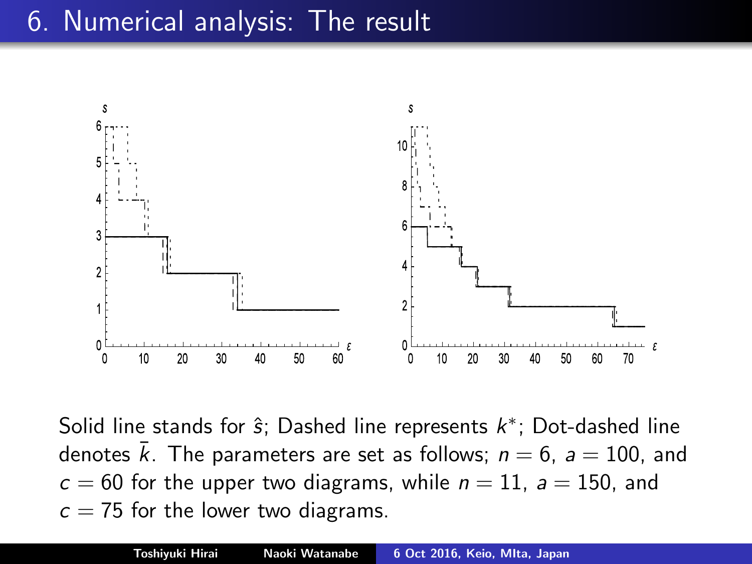# 6. Numerical analysis: The result

Solid line stands for $\hat{s}$; Dashed line represents $k^*$; Dot-dashed line denotes $\bar{k}$. The parameters are set as follows; $n = 6$, $a = 100$, and $c = 60$ for the upper two diagrams, while $n = 11$, $a = 150$, and $c = 75$ for the lower two diagrams.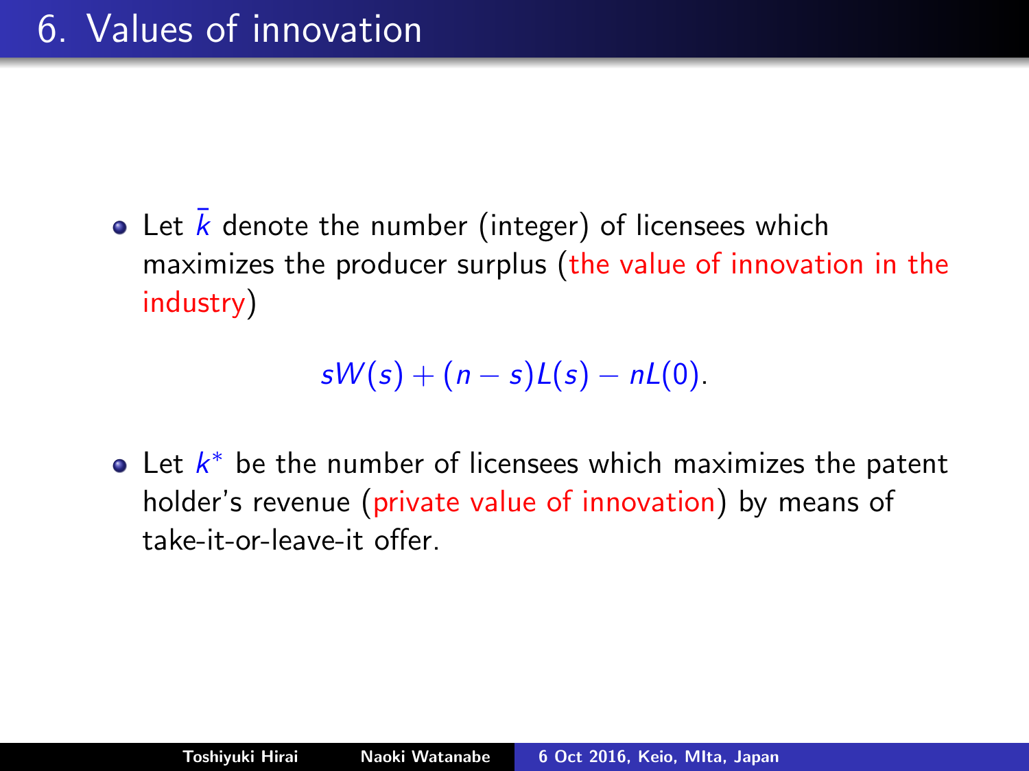# 6. Values of innovation

- Let $\bar{k}$ denote the number (integer) of licensees which maximizes the producer surplus (the value of innovation in the industry)

$$sW(s) + (n - s)L(s) - nL(0).$$

- Let $k^*$ be the number of licensees which maximizes the patent holder's revenue (private value of innovation) by means of take-it-or-leave-it offer.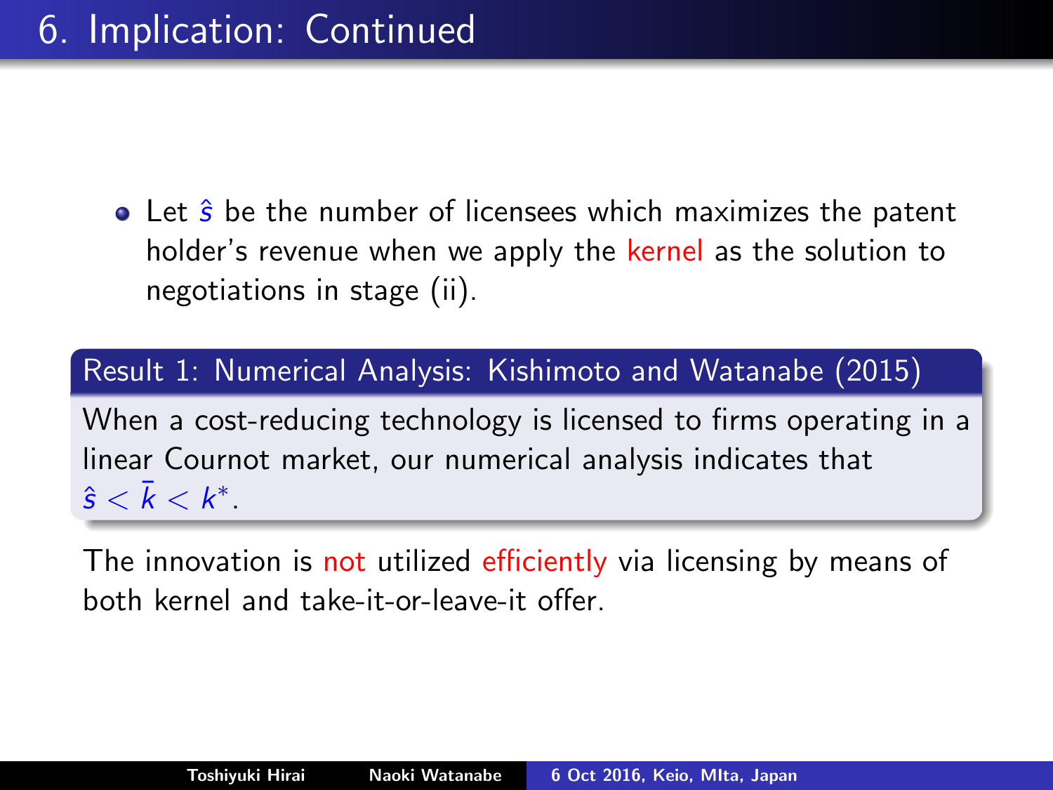# 6. Implication: Continued

- Let $\hat{s}$ be the number of licensees which maximizes the patent holder's revenue when we apply the kernel as the solution to negotiations in stage (ii).

**Result 1: Numerical Analysis: Kishimoto and Watanabe (2015)**

When a cost-reducing technology is licensed to firms operating in a linear Cournot market, our numerical analysis indicates that $\hat{s} < \bar{k} < k^*$.

The innovation is not utilized efficiently via licensing by means of both kernel and take-it-or-leave-it offer.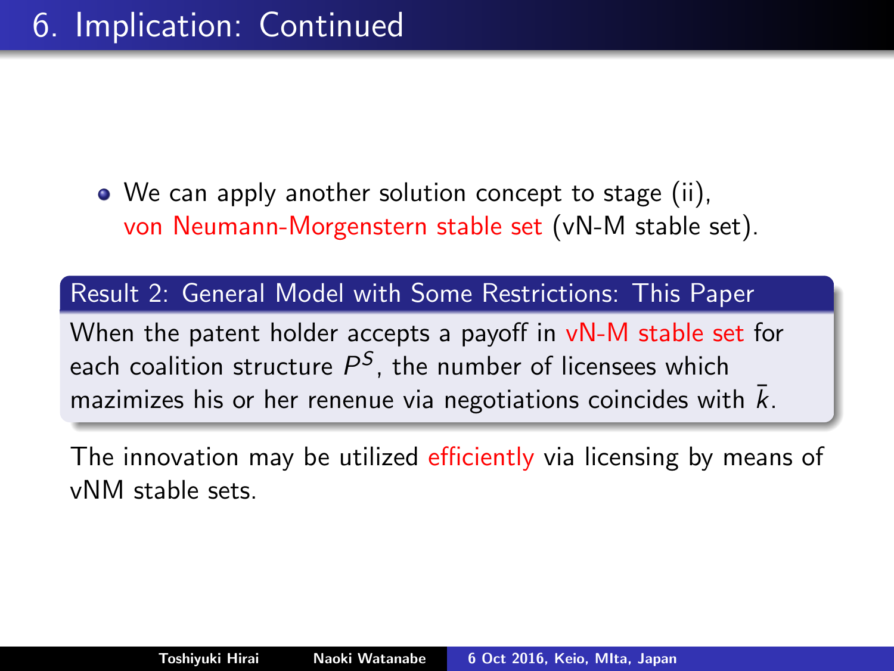# 6. Implication: Continued

- We can apply another solution concept to stage (ii), von Neumann-Morgenstern stable set (vN-M stable set).

**Result 2: General Model with Some Restrictions: This Paper**

When the patent holder accepts a payoff in vN-M stable set for each coalition structure $P^S$, the number of licensees which mazimizes his or her renenue via negotiations coincides with $\bar{k}$.

The innovation may be utilized efficiently via licensing by means of vNM stable sets.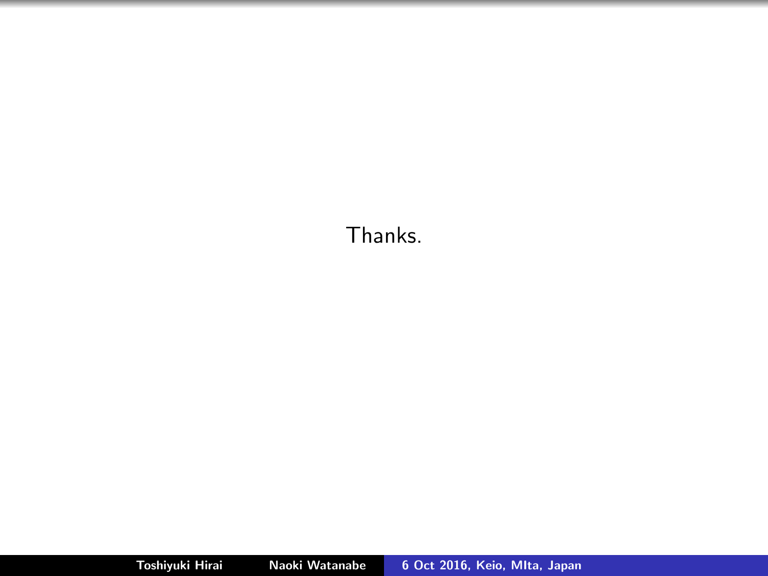Thanks.